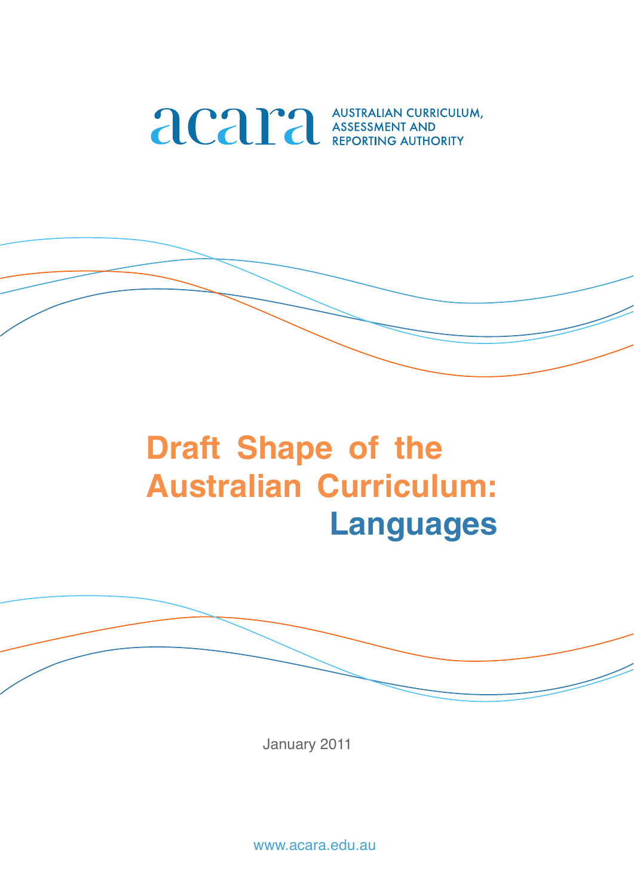acara AUSTRALIAN CURRICULUM, ASSESSMENT AND REPORTING AUTHORITY

# Draft Shape of the Australian Curriculum: Languages

January 2011

www.acara.edu.au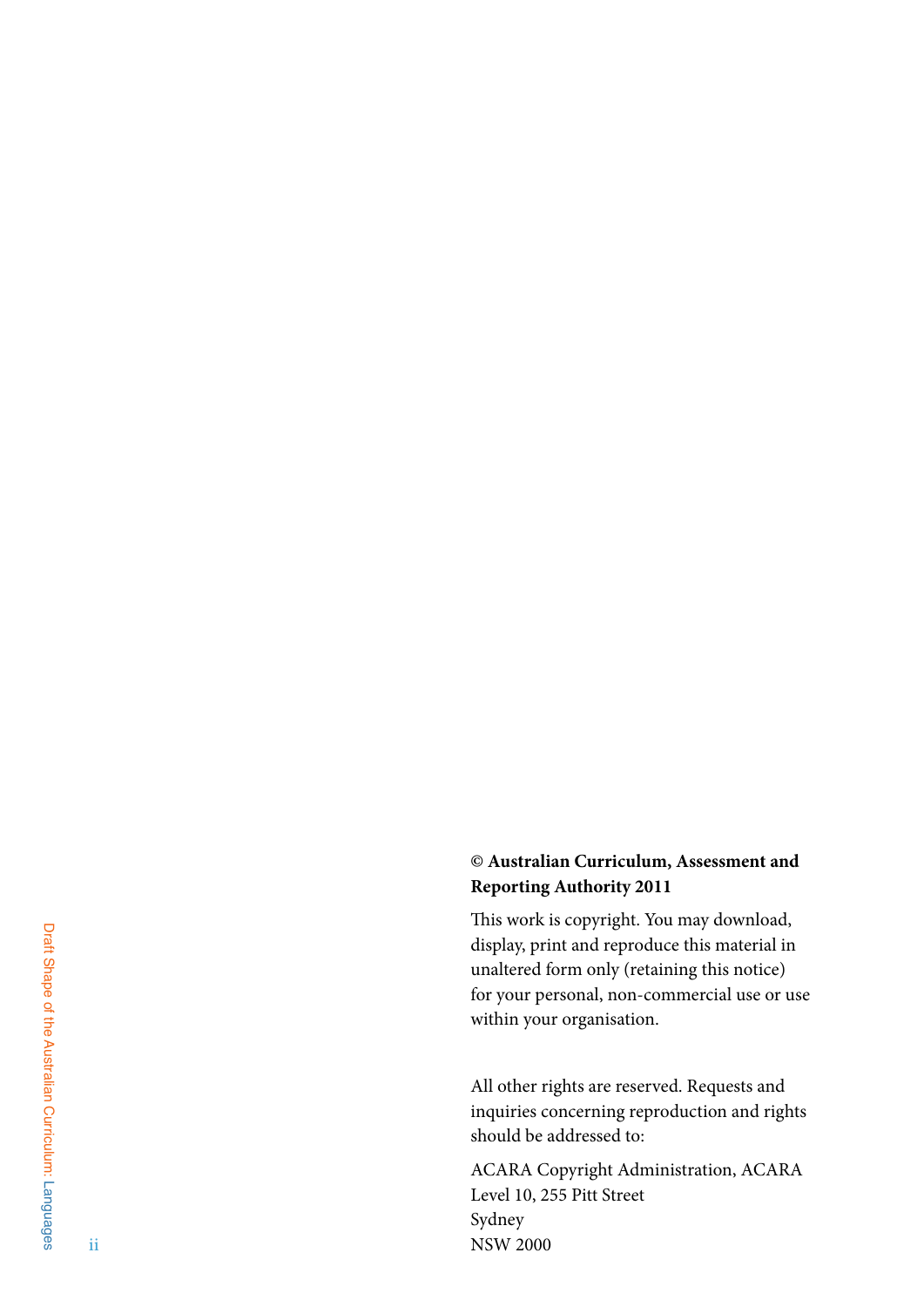**© Australian Curriculum, Assessment and Reporting Authority 2011**

This work is copyright. You may download, display, print and reproduce this material in unaltered form only (retaining this notice) for your personal, non-commercial use or use within your organisation.

All other rights are reserved. Requests and inquiries concerning reproduction and rights should be addressed to:

ACARA Copyright Administration, ACARA
Level 10, 255 Pitt Street
Sydney
NSW 2000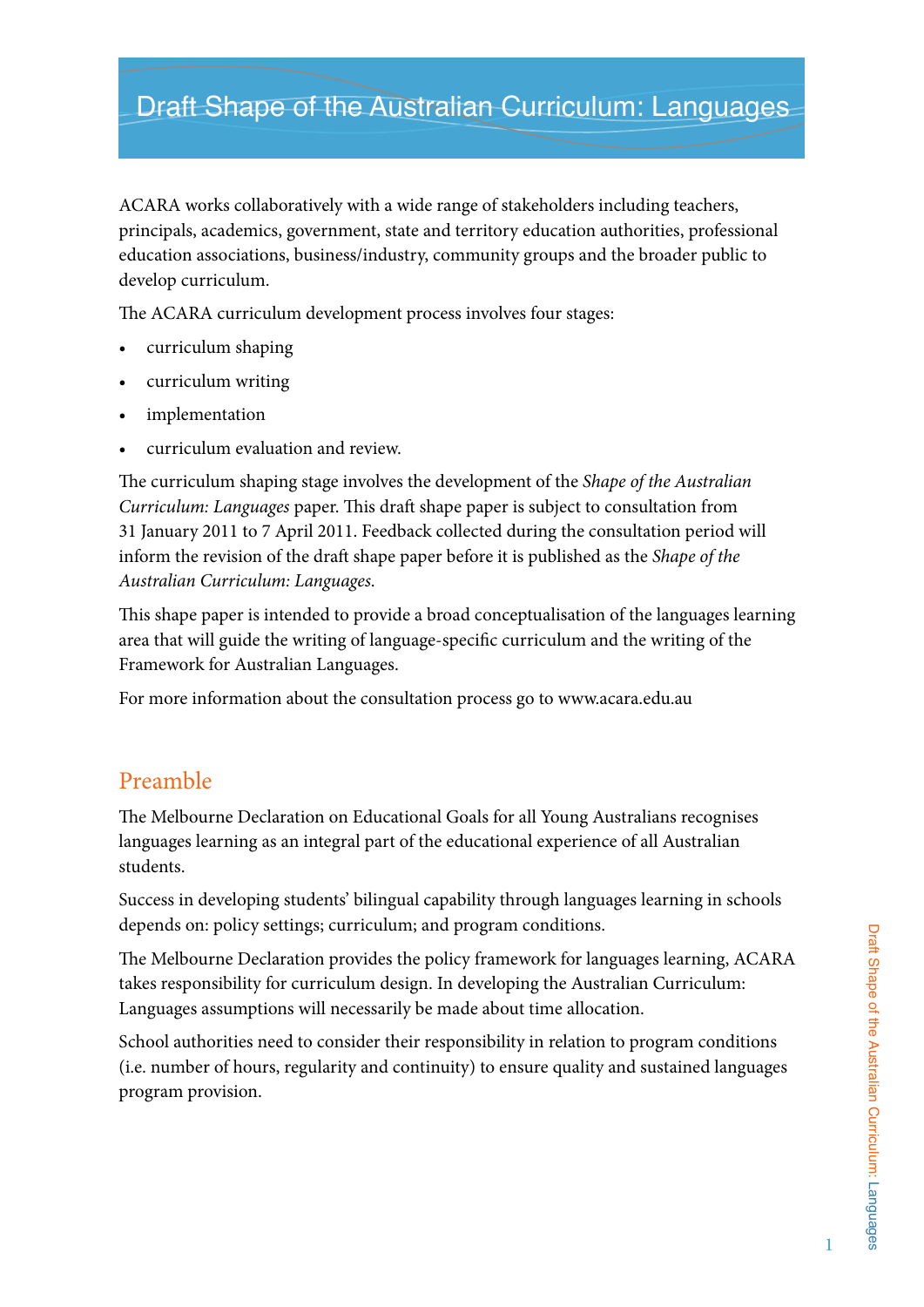# Draft Shape of the Australian Curriculum: Languages

ACARA works collaboratively with a wide range of stakeholders including teachers, principals, academics, government, state and territory education authorities, professional education associations, business/industry, community groups and the broader public to develop curriculum.

The ACARA curriculum development process involves four stages:

- curriculum shaping
- curriculum writing
- implementation
- curriculum evaluation and review.

The curriculum shaping stage involves the development of the *Shape of the Australian Curriculum: Languages* paper. This draft shape paper is subject to consultation from 31 January 2011 to 7 April 2011. Feedback collected during the consultation period will inform the revision of the draft shape paper before it is published as the *Shape of the Australian Curriculum: Languages*.

This shape paper is intended to provide a broad conceptualisation of the languages learning area that will guide the writing of language-specific curriculum and the writing of the Framework for Australian Languages.

For more information about the consultation process go to www.acara.edu.au

## Preamble

The Melbourne Declaration on Educational Goals for all Young Australians recognises languages learning as an integral part of the educational experience of all Australian students.

Success in developing students' bilingual capability through languages learning in schools depends on: policy settings; curriculum; and program conditions.

The Melbourne Declaration provides the policy framework for languages learning, ACARA takes responsibility for curriculum design. In developing the Australian Curriculum: Languages assumptions will necessarily be made about time allocation.

School authorities need to consider their responsibility in relation to program conditions (i.e. number of hours, regularity and continuity) to ensure quality and sustained languages program provision.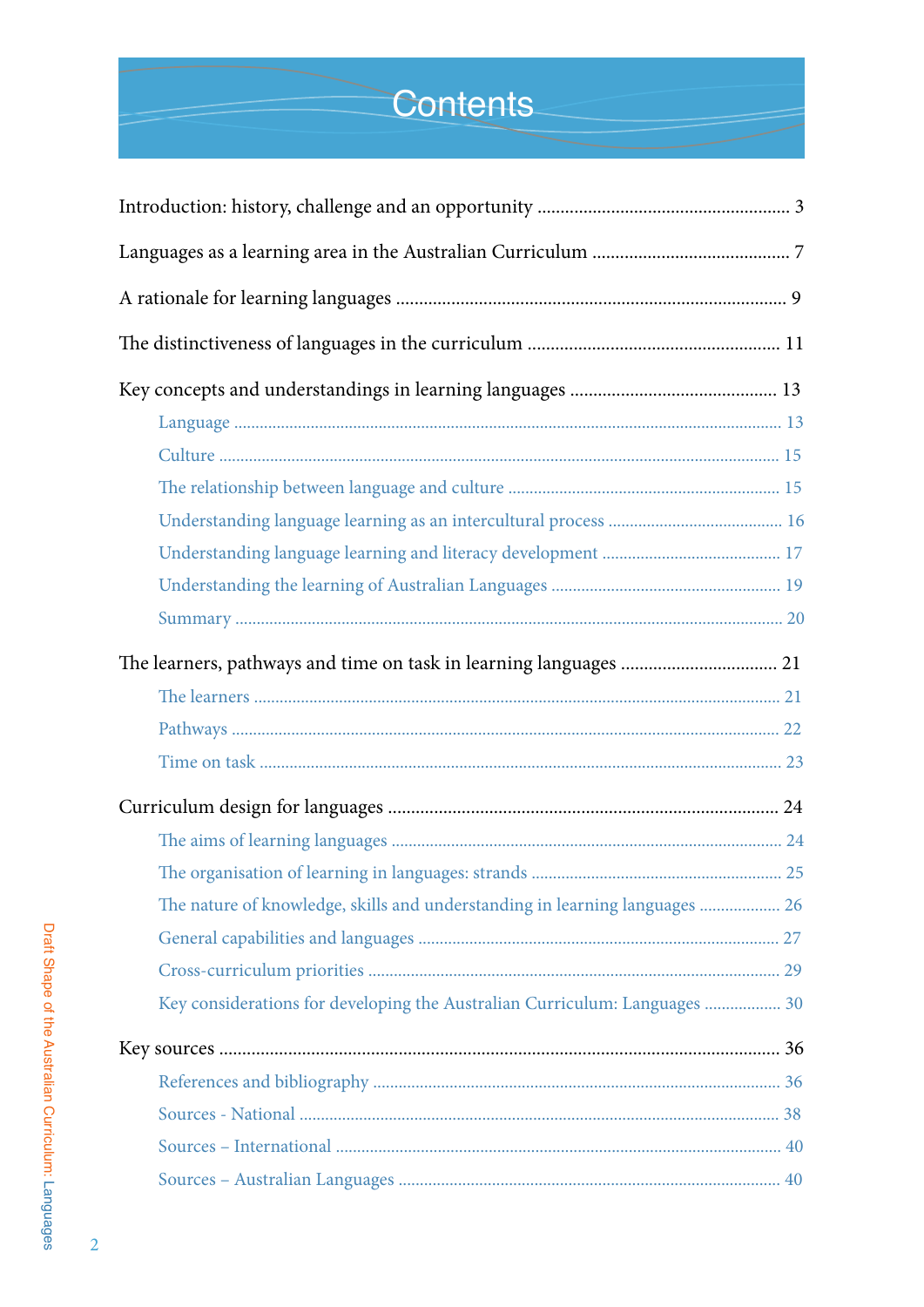# Contents

Introduction: history, challenge and an opportunity ...................................................... 3

Languages as a learning area in the Australian Curriculum .......................................... 7

A rationale for learning languages .................................................................................... 9

The distinctiveness of languages in the curriculum ..................................................... 11

Key concepts and understandings in learning languages ............................................ 13

- Language ............................................................................................................................ 13
- Culture ................................................................................................................................ 15
- The relationship between language and culture ............................................................. 15
- Understanding language learning as an intercultural process ........................................ 16
- Understanding language learning and literacy development ......................................... 17
- Understanding the learning of Australian Languages ..................................................... 19
- Summary ............................................................................................................................ 20

The learners, pathways and time on task in learning languages ................................. 21

- The learners ....................................................................................................................... 21
- Pathways ............................................................................................................................ 22
- Time on task ...................................................................................................................... 23

Curriculum design for languages .................................................................................... 24

- The aims of learning languages ......................................................................................... 24
- The organisation of learning in languages: strands ......................................................... 25
- The nature of knowledge, skills and understanding in learning languages .................. 26
- General capabilities and languages .................................................................................. 27
- Cross-curriculum priorities ............................................................................................... 29
- Key considerations for developing the Australian Curriculum: Languages ................. 30

Key sources ........................................................................................................................ 36

- References and bibliography ............................................................................................. 36
- Sources - National ............................................................................................................. 38
- Sources – International ...................................................................................................... 40
- Sources – Australian Languages ........................................................................................ 40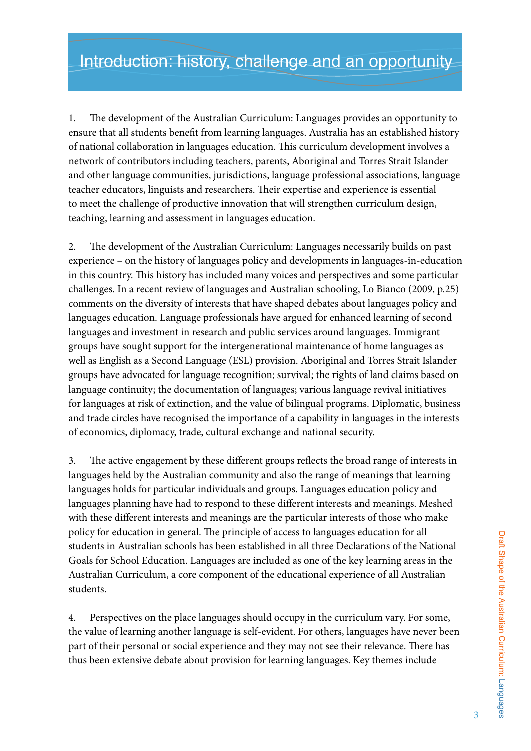# Introduction: history, challenge and an opportunity

1. The development of the Australian Curriculum: Languages provides an opportunity to ensure that all students benefit from learning languages. Australia has an established history of national collaboration in languages education. This curriculum development involves a network of contributors including teachers, parents, Aboriginal and Torres Strait Islander and other language communities, jurisdictions, language professional associations, language teacher educators, linguists and researchers. Their expertise and experience is essential to meet the challenge of productive innovation that will strengthen curriculum design, teaching, learning and assessment in languages education.

2. The development of the Australian Curriculum: Languages necessarily builds on past experience – on the history of languages policy and developments in languages-in-education in this country. This history has included many voices and perspectives and some particular challenges. In a recent review of languages and Australian schooling, Lo Bianco (2009, p.25) comments on the diversity of interests that have shaped debates about languages policy and languages education. Language professionals have argued for enhanced learning of second languages and investment in research and public services around languages. Immigrant groups have sought support for the intergenerational maintenance of home languages as well as English as a Second Language (ESL) provision. Aboriginal and Torres Strait Islander groups have advocated for language recognition; survival; the rights of land claims based on language continuity; the documentation of languages; various language revival initiatives for languages at risk of extinction, and the value of bilingual programs. Diplomatic, business and trade circles have recognised the importance of a capability in languages in the interests of economics, diplomacy, trade, cultural exchange and national security.

3. The active engagement by these different groups reflects the broad range of interests in languages held by the Australian community and also the range of meanings that learning languages holds for particular individuals and groups. Languages education policy and languages planning have had to respond to these different interests and meanings. Meshed with these different interests and meanings are the particular interests of those who make policy for education in general. The principle of access to languages education for all students in Australian schools has been established in all three Declarations of the National Goals for School Education. Languages are included as one of the key learning areas in the Australian Curriculum, a core component of the educational experience of all Australian students.

4. Perspectives on the place languages should occupy in the curriculum vary. For some, the value of learning another language is self-evident. For others, languages have never been part of their personal or social experience and they may not see their relevance. There has thus been extensive debate about provision for learning languages. Key themes include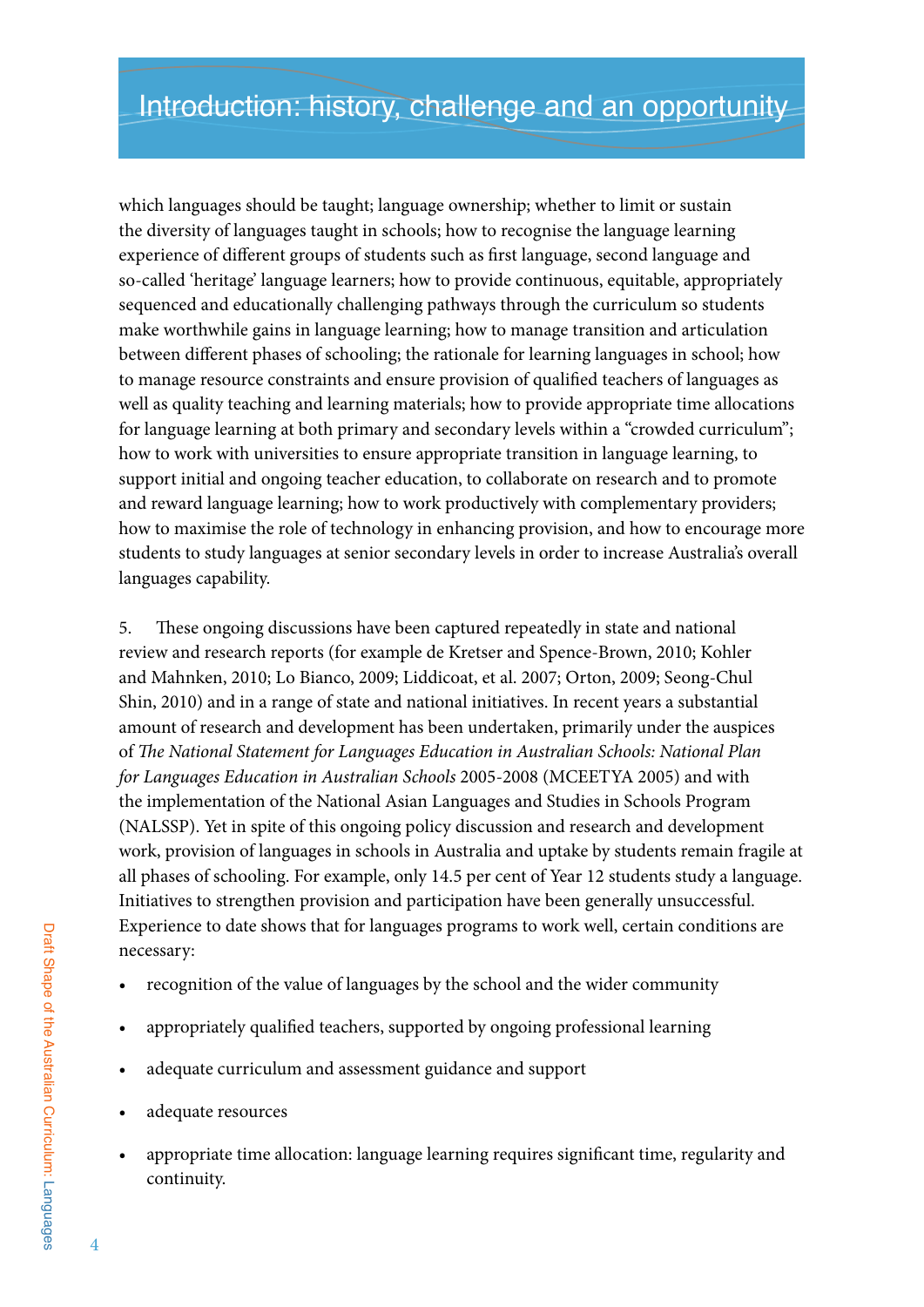# Introduction: history, challenge and an opportunity

which languages should be taught; language ownership; whether to limit or sustain the diversity of languages taught in schools; how to recognise the language learning experience of different groups of students such as first language, second language and so-called 'heritage' language learners; how to provide continuous, equitable, appropriately sequenced and educationally challenging pathways through the curriculum so students make worthwhile gains in language learning; how to manage transition and articulation between different phases of schooling; the rationale for learning languages in school; how to manage resource constraints and ensure provision of qualified teachers of languages as well as quality teaching and learning materials; how to provide appropriate time allocations for language learning at both primary and secondary levels within a "crowded curriculum"; how to work with universities to ensure appropriate transition in language learning, to support initial and ongoing teacher education, to collaborate on research and to promote and reward language learning; how to work productively with complementary providers; how to maximise the role of technology in enhancing provision, and how to encourage more students to study languages at senior secondary levels in order to increase Australia's overall languages capability.

5. These ongoing discussions have been captured repeatedly in state and national review and research reports (for example de Kretser and Spence-Brown, 2010; Kohler and Mahnken, 2010; Lo Bianco, 2009; Liddicoat, et al. 2007; Orton, 2009; Seong-Chul Shin, 2010) and in a range of state and national initiatives. In recent years a substantial amount of research and development has been undertaken, primarily under the auspices of *The National Statement for Languages Education in Australian Schools: National Plan for Languages Education in Australian Schools* 2005-2008 (MCEETYA 2005) and with the implementation of the National Asian Languages and Studies in Schools Program (NALSSP). Yet in spite of this ongoing policy discussion and research and development work, provision of languages in schools in Australia and uptake by students remain fragile at all phases of schooling. For example, only 14.5 per cent of Year 12 students study a language. Initiatives to strengthen provision and participation have been generally unsuccessful. Experience to date shows that for languages programs to work well, certain conditions are necessary:

- recognition of the value of languages by the school and the wider community
- appropriately qualified teachers, supported by ongoing professional learning
- adequate curriculum and assessment guidance and support
- adequate resources
- appropriate time allocation: language learning requires significant time, regularity and continuity.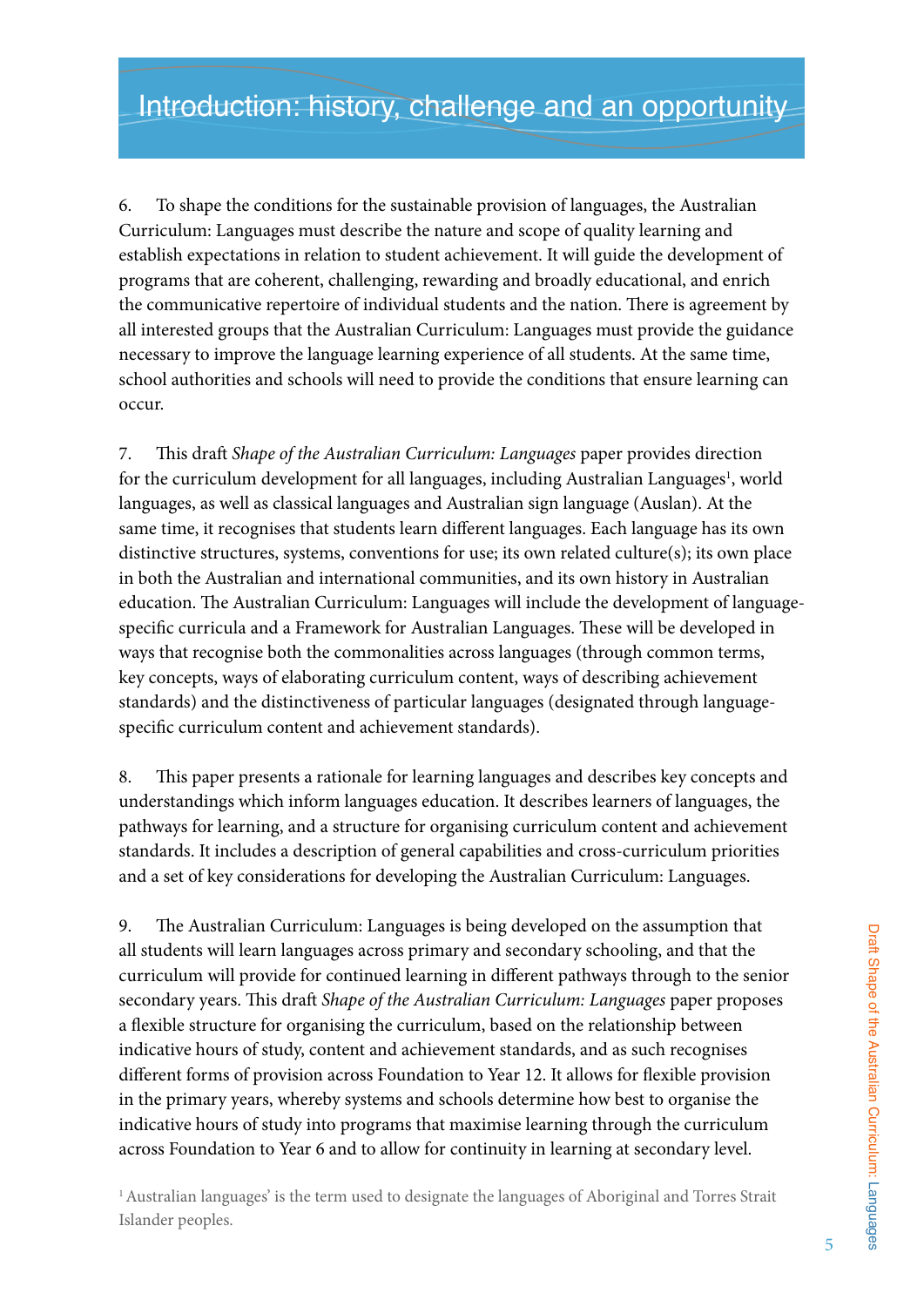# Introduction: history, challenge and an opportunity

6. To shape the conditions for the sustainable provision of languages, the Australian Curriculum: Languages must describe the nature and scope of quality learning and establish expectations in relation to student achievement. It will guide the development of programs that are coherent, challenging, rewarding and broadly educational, and enrich the communicative repertoire of individual students and the nation. There is agreement by all interested groups that the Australian Curriculum: Languages must provide the guidance necessary to improve the language learning experience of all students. At the same time, school authorities and schools will need to provide the conditions that ensure learning can occur.

7. This draft *Shape of the Australian Curriculum: Languages* paper provides direction for the curriculum development for all languages, including Australian Languages[1], world languages, as well as classical languages and Australian sign language (Auslan). At the same time, it recognises that students learn different languages. Each language has its own distinctive structures, systems, conventions for use; its own related culture(s); its own place in both the Australian and international communities, and its own history in Australian education. The Australian Curriculum: Languages will include the development of language-specific curricula and a Framework for Australian Languages. These will be developed in ways that recognise both the commonalities across languages (through common terms, key concepts, ways of elaborating curriculum content, ways of describing achievement standards) and the distinctiveness of particular languages (designated through language-specific curriculum content and achievement standards).

8. This paper presents a rationale for learning languages and describes key concepts and understandings which inform languages education. It describes learners of languages, the pathways for learning, and a structure for organising curriculum content and achievement standards. It includes a description of general capabilities and cross-curriculum priorities and a set of key considerations for developing the Australian Curriculum: Languages.

9. The Australian Curriculum: Languages is being developed on the assumption that all students will learn languages across primary and secondary schooling, and that the curriculum will provide for continued learning in different pathways through to the senior secondary years. This draft *Shape of the Australian Curriculum: Languages* paper proposes a flexible structure for organising the curriculum, based on the relationship between indicative hours of study, content and achievement standards, and as such recognises different forms of provision across Foundation to Year 12. It allows for flexible provision in the primary years, whereby systems and schools determine how best to organise the indicative hours of study into programs that maximise learning through the curriculum across Foundation to Year 6 and to allow for continuity in learning at secondary level.

[1] Australian languages' is the term used to designate the languages of Aboriginal and Torres Strait Islander peoples.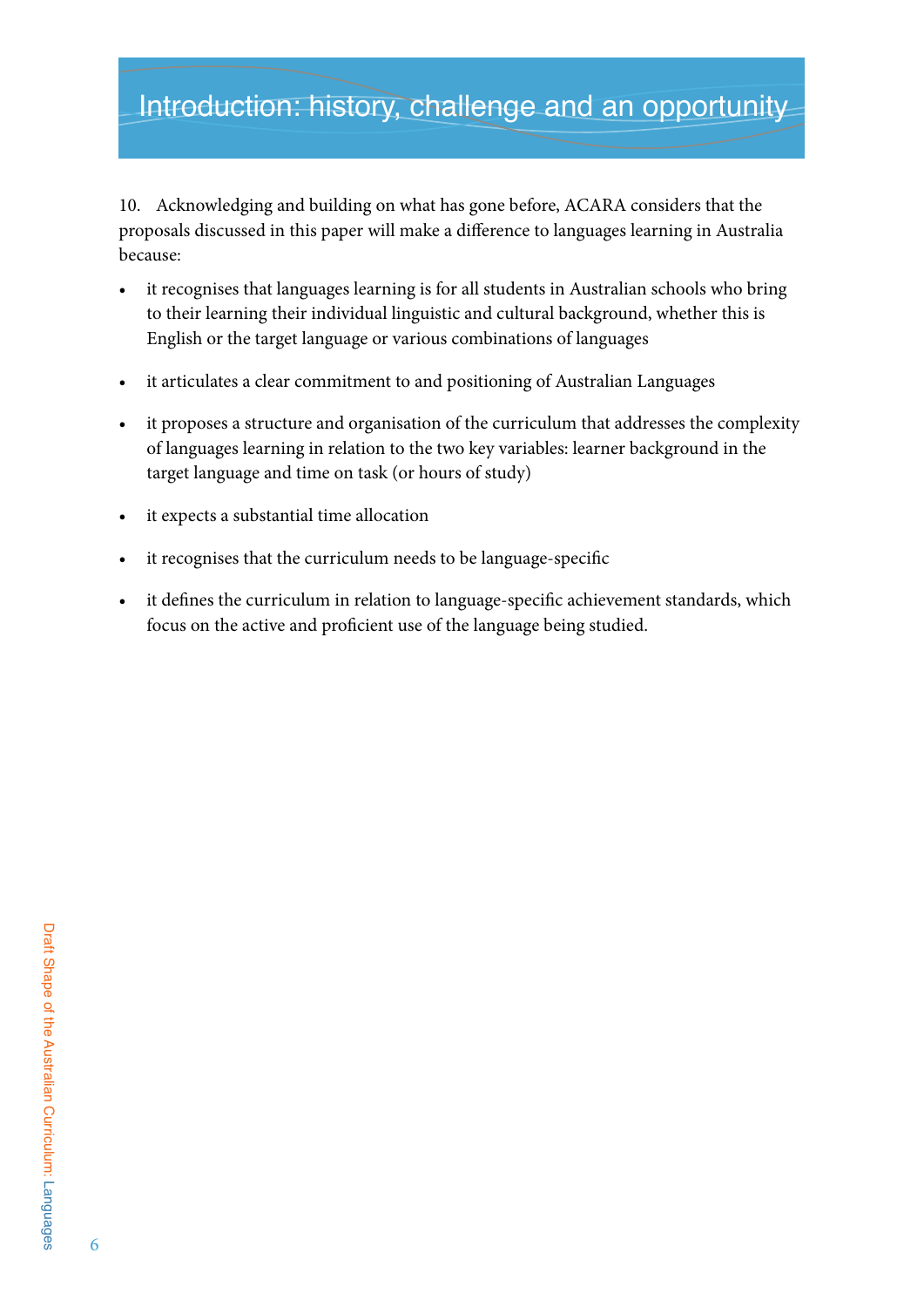# Introduction: history, challenge and an opportunity

10. Acknowledging and building on what has gone before, ACARA considers that the proposals discussed in this paper will make a difference to languages learning in Australia because:

- it recognises that languages learning is for all students in Australian schools who bring to their learning their individual linguistic and cultural background, whether this is English or the target language or various combinations of languages
- it articulates a clear commitment to and positioning of Australian Languages
- it proposes a structure and organisation of the curriculum that addresses the complexity of languages learning in relation to the two key variables: learner background in the target language and time on task (or hours of study)
- it expects a substantial time allocation
- it recognises that the curriculum needs to be language-specific
- it defines the curriculum in relation to language-specific achievement standards, which focus on the active and proficient use of the language being studied.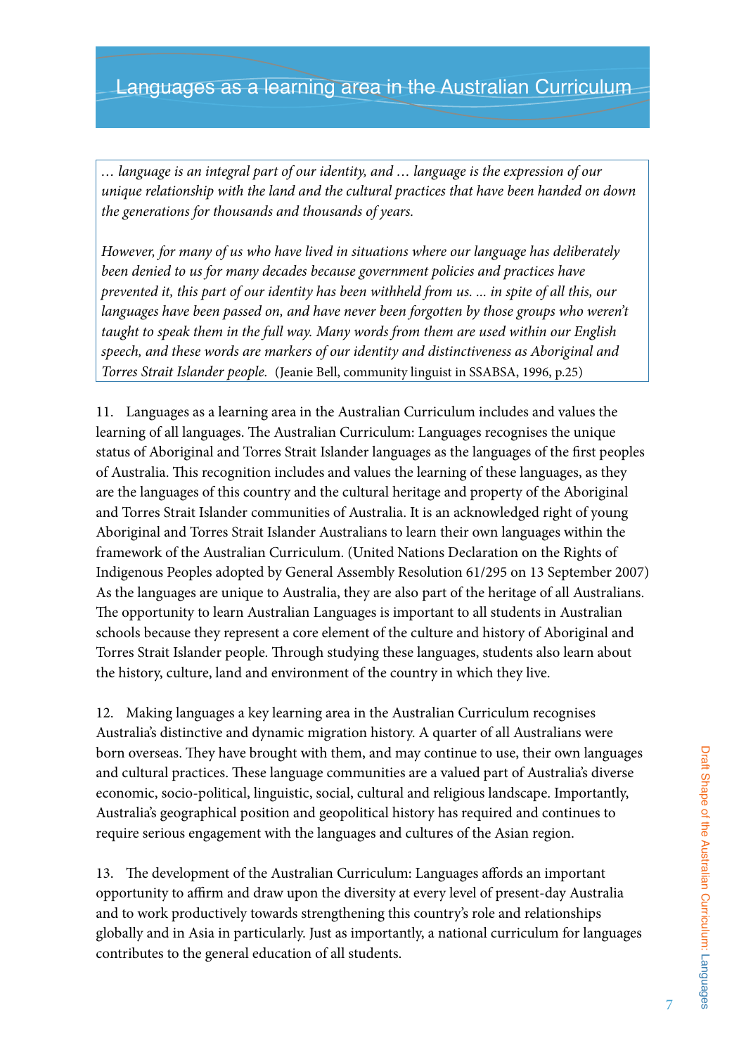## Languages as a learning area in the Australian Curriculum

> *… language is an integral part of our identity, and … language is the expression of our unique relationship with the land and the cultural practices that have been handed on down the generations for thousands and thousands of years.*
>
> *However, for many of us who have lived in situations where our language has deliberately been denied to us for many decades because government policies and practices have prevented it, this part of our identity has been withheld from us. … in spite of all this, our languages have been passed on, and have never been forgotten by those groups who weren't taught to speak them in the full way. Many words from them are used within our English speech, and these words are markers of our identity and distinctiveness as Aboriginal and Torres Strait Islander people.* (Jeanie Bell, community linguist in SSABSA, 1996, p.25)

11. Languages as a learning area in the Australian Curriculum includes and values the learning of all languages. The Australian Curriculum: Languages recognises the unique status of Aboriginal and Torres Strait Islander languages as the languages of the first peoples of Australia. This recognition includes and values the learning of these languages, as they are the languages of this country and the cultural heritage and property of the Aboriginal and Torres Strait Islander communities of Australia. It is an acknowledged right of young Aboriginal and Torres Strait Islander Australians to learn their own languages within the framework of the Australian Curriculum. (United Nations Declaration on the Rights of Indigenous Peoples adopted by General Assembly Resolution 61/295 on 13 September 2007) As the languages are unique to Australia, they are also part of the heritage of all Australians. The opportunity to learn Australian Languages is important to all students in Australian schools because they represent a core element of the culture and history of Aboriginal and Torres Strait Islander people. Through studying these languages, students also learn about the history, culture, land and environment of the country in which they live.

12. Making languages a key learning area in the Australian Curriculum recognises Australia's distinctive and dynamic migration history. A quarter of all Australians were born overseas. They have brought with them, and may continue to use, their own languages and cultural practices. These language communities are a valued part of Australia's diverse economic, socio-political, linguistic, social, cultural and religious landscape. Importantly, Australia's geographical position and geopolitical history has required and continues to require serious engagement with the languages and cultures of the Asian region.

13. The development of the Australian Curriculum: Languages affords an important opportunity to affirm and draw upon the diversity at every level of present-day Australia and to work productively towards strengthening this country's role and relationships globally and in Asia in particular. Just as importantly, a national curriculum for languages contributes to the general education of all students.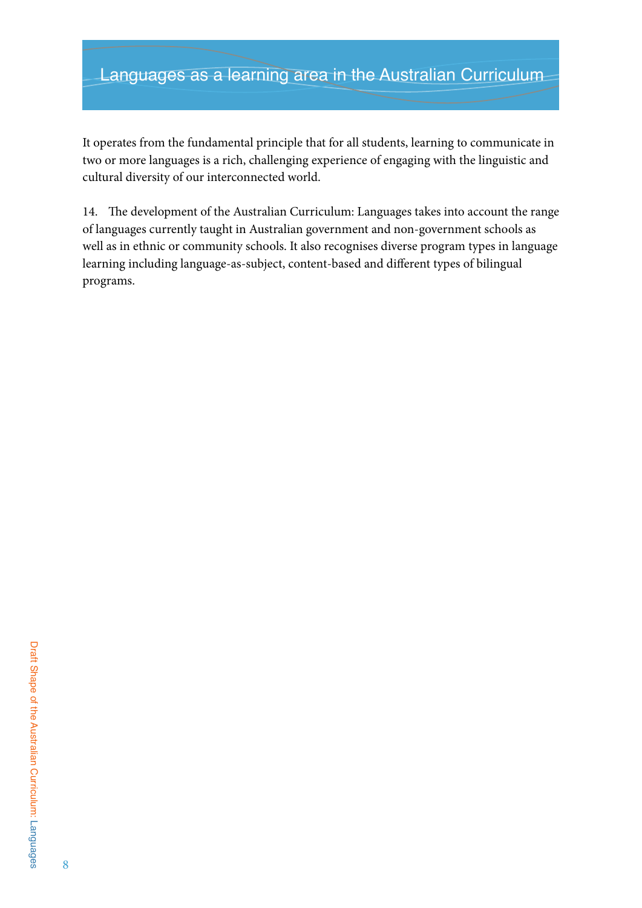# Languages as a learning area in the Australian Curriculum

It operates from the fundamental principle that for all students, learning to communicate in two or more languages is a rich, challenging experience of engaging with the linguistic and cultural diversity of our interconnected world.

14. The development of the Australian Curriculum: Languages takes into account the range of languages currently taught in Australian government and non-government schools as well as in ethnic or community schools. It also recognises diverse program types in language learning including language-as-subject, content-based and different types of bilingual programs.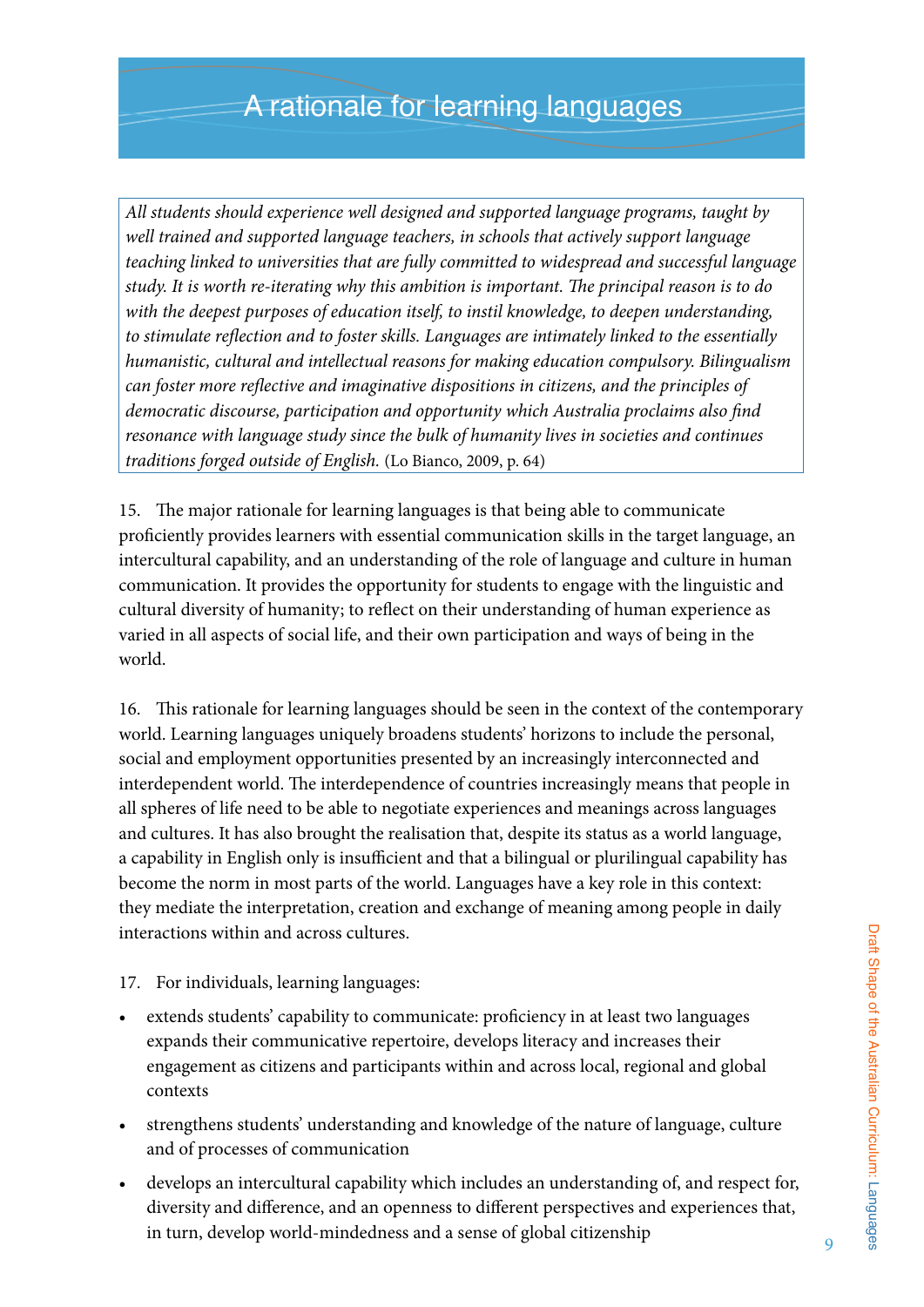# A rationale for learning languages

> *All students should experience well designed and supported language programs, taught by well trained and supported language teachers, in schools that actively support language teaching linked to universities that are fully committed to widespread and successful language study. It is worth re-iterating why this ambition is important. The principal reason is to do with the deepest purposes of education itself, to instil knowledge, to deepen understanding, to stimulate reflection and to foster skills. Languages are intimately linked to the essentially humanistic, cultural and intellectual reasons for making education compulsory. Bilingualism can foster more reflective and imaginative dispositions in citizens, and the principles of democratic discourse, participation and opportunity which Australia proclaims also find resonance with language study since the bulk of humanity lives in societies and continues traditions forged outside of English.* (Lo Bianco, 2009, p. 64)

15. The major rationale for learning languages is that being able to communicate proficiently provides learners with essential communication skills in the target language, an intercultural capability, and an understanding of the role of language and culture in human communication. It provides the opportunity for students to engage with the linguistic and cultural diversity of humanity; to reflect on their understanding of human experience as varied in all aspects of social life, and their own participation and ways of being in the world.

16. This rationale for learning languages should be seen in the context of the contemporary world. Learning languages uniquely broadens students' horizons to include the personal, social and employment opportunities presented by an increasingly interconnected and interdependent world. The interdependence of countries increasingly means that people in all spheres of life need to be able to negotiate experiences and meanings across languages and cultures. It has also brought the realisation that, despite its status as a world language, a capability in English only is insufficient and that a bilingual or plurilingual capability has become the norm in most parts of the world. Languages have a key role in this context: they mediate the interpretation, creation and exchange of meaning among people in daily interactions within and across cultures.

17. For individuals, learning languages:

- extends students' capability to communicate: proficiency in at least two languages expands their communicative repertoire, develops literacy and increases their engagement as citizens and participants within and across local, regional and global contexts
- strengthens students' understanding and knowledge of the nature of language, culture and of processes of communication
- develops an intercultural capability which includes an understanding of, and respect for, diversity and difference, and an openness to different perspectives and experiences that, in turn, develop world-mindedness and a sense of global citizenship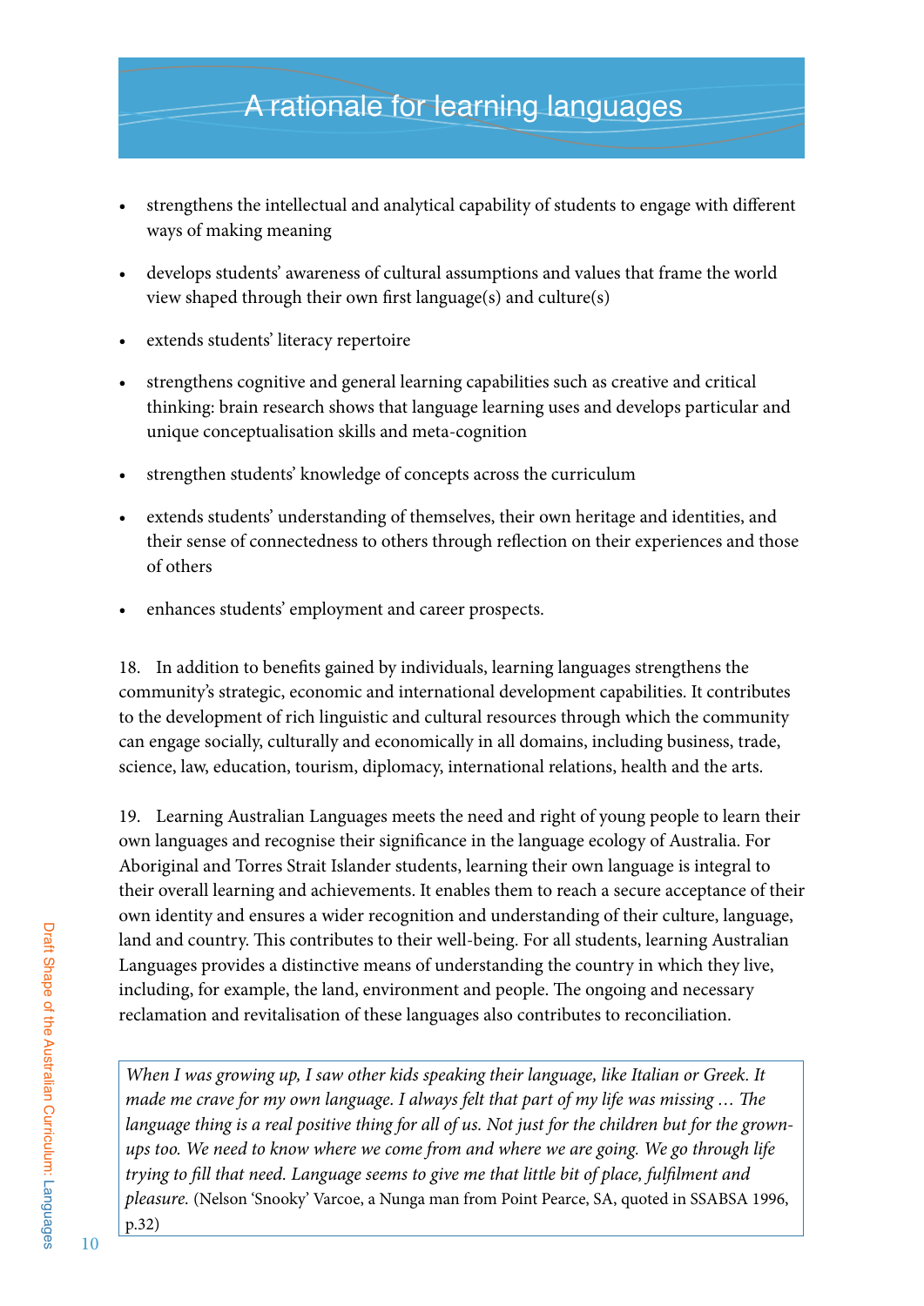# A rationale for learning languages

- strengthens the intellectual and analytical capability of students to engage with different ways of making meaning
- develops students' awareness of cultural assumptions and values that frame the world view shaped through their own first language(s) and culture(s)
- extends students' literacy repertoire
- strengthens cognitive and general learning capabilities such as creative and critical thinking: brain research shows that language learning uses and develops particular and unique conceptualisation skills and meta-cognition
- strengthen students' knowledge of concepts across the curriculum
- extends students' understanding of themselves, their own heritage and identities, and their sense of connectedness to others through reflection on their experiences and those of others
- enhances students' employment and career prospects.

18. In addition to benefits gained by individuals, learning languages strengthens the community's strategic, economic and international development capabilities. It contributes to the development of rich linguistic and cultural resources through which the community can engage socially, culturally and economically in all domains, including business, trade, science, law, education, tourism, diplomacy, international relations, health and the arts.

19. Learning Australian Languages meets the need and right of young people to learn their own languages and recognise their significance in the language ecology of Australia. For Aboriginal and Torres Strait Islander students, learning their own language is integral to their overall learning and achievements. It enables them to reach a secure acceptance of their own identity and ensures a wider recognition and understanding of their culture, language, land and country. This contributes to their well-being. For all students, learning Australian Languages provides a distinctive means of understanding the country in which they live, including, for example, the land, environment and people. The ongoing and necessary reclamation and revitalisation of these languages also contributes to reconciliation.

> *When I was growing up, I saw other kids speaking their language, like Italian or Greek. It made me crave for my own language. I always felt that part of my life was missing … The language thing is a real positive thing for all of us. Not just for the children but for the grown-ups too. We need to know where we come from and where we are going. We go through life trying to fill that need. Language seems to give me that little bit of place, fulfilment and pleasure.* (Nelson 'Snooky' Varcoe, a Nunga man from Point Pearce, SA, quoted in SSABSA 1996, p.32)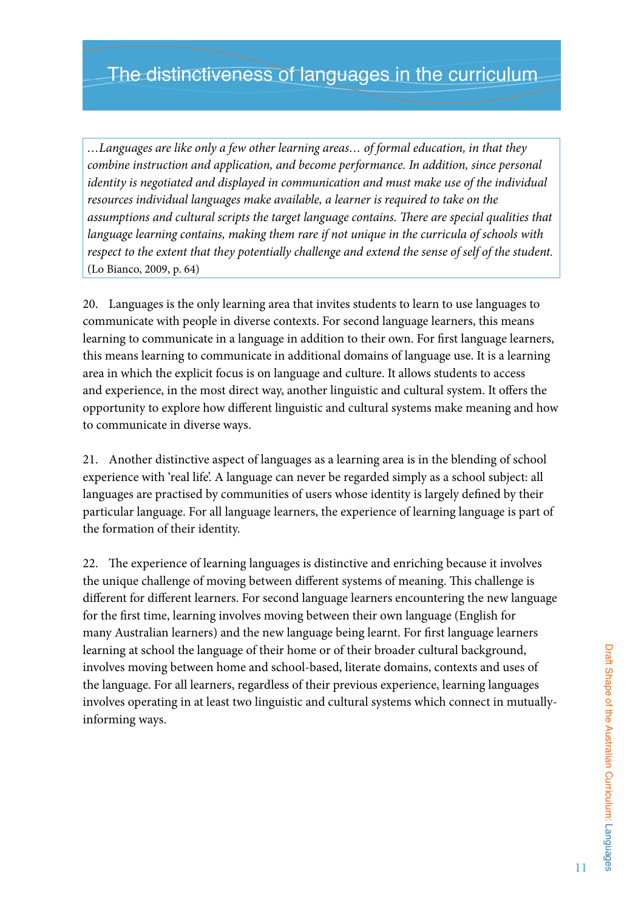## The distinctiveness of languages in the curriculum

> *…Languages are like only a few other learning areas… of formal education, in that they combine instruction and application, and become performance. In addition, since personal identity is negotiated and displayed in communication and must make use of the individual resources individual languages make available, a learner is required to take on the assumptions and cultural scripts the target language contains. There are special qualities that language learning contains, making them rare if not unique in the curricula of schools with respect to the extent that they potentially challenge and extend the sense of self of the student.* (Lo Bianco, 2009, p. 64)

20. Languages is the only learning area that invites students to learn to use languages to communicate with people in diverse contexts. For second language learners, this means learning to communicate in a language in addition to their own. For first language learners, this means learning to communicate in additional domains of language use. It is a learning area in which the explicit focus is on language and culture. It allows students to access and experience, in the most direct way, another linguistic and cultural system. It offers the opportunity to explore how different linguistic and cultural systems make meaning and how to communicate in diverse ways.

21. Another distinctive aspect of languages as a learning area is in the blending of school experience with 'real life'. A language can never be regarded simply as a school subject: all languages are practised by communities of users whose identity is largely defined by their particular language. For all language learners, the experience of learning language is part of the formation of their identity.

22. The experience of learning languages is distinctive and enriching because it involves the unique challenge of moving between different systems of meaning. This challenge is different for different learners. For second language learners encountering the new language for the first time, learning involves moving between their own language (English for many Australian learners) and the new language being learnt. For first language learners learning at school the language of their home or of their broader cultural background, involves moving between home and school-based, literate domains, contexts and uses of the language. For all learners, regardless of their previous experience, learning languages involves operating in at least two linguistic and cultural systems which connect in mutually-informing ways.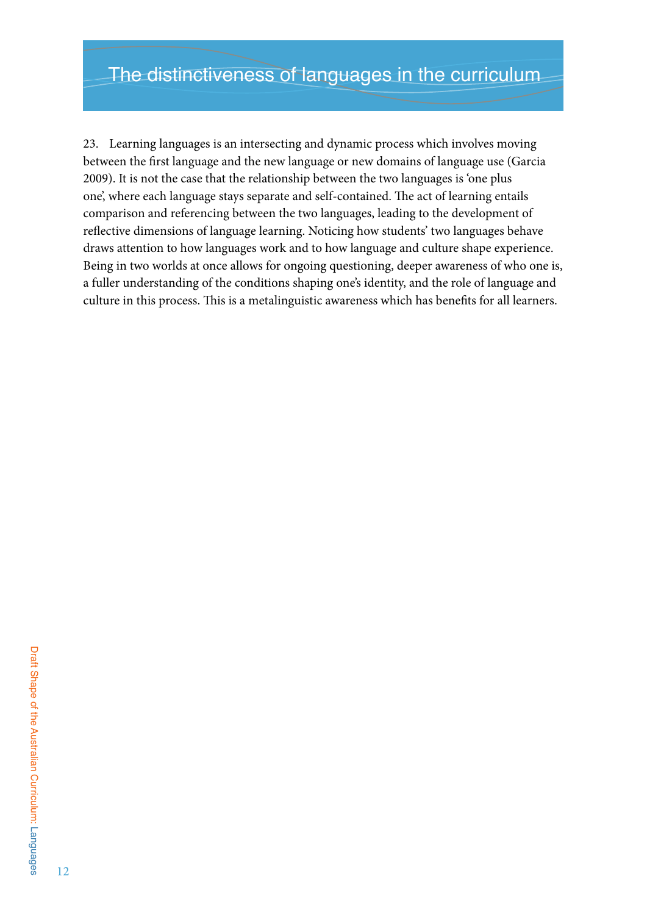# The distinctiveness of languages in the curriculum

23. Learning languages is an intersecting and dynamic process which involves moving between the first language and the new language or new domains of language use (Garcia 2009). It is not the case that the relationship between the two languages is 'one plus one', where each language stays separate and self-contained. The act of learning entails comparison and referencing between the two languages, leading to the development of reflective dimensions of language learning. Noticing how students' two languages behave draws attention to how languages work and to how language and culture shape experience. Being in two worlds at once allows for ongoing questioning, deeper awareness of who one is, a fuller understanding of the conditions shaping one's identity, and the role of language and culture in this process. This is a metalinguistic awareness which has benefits for all learners.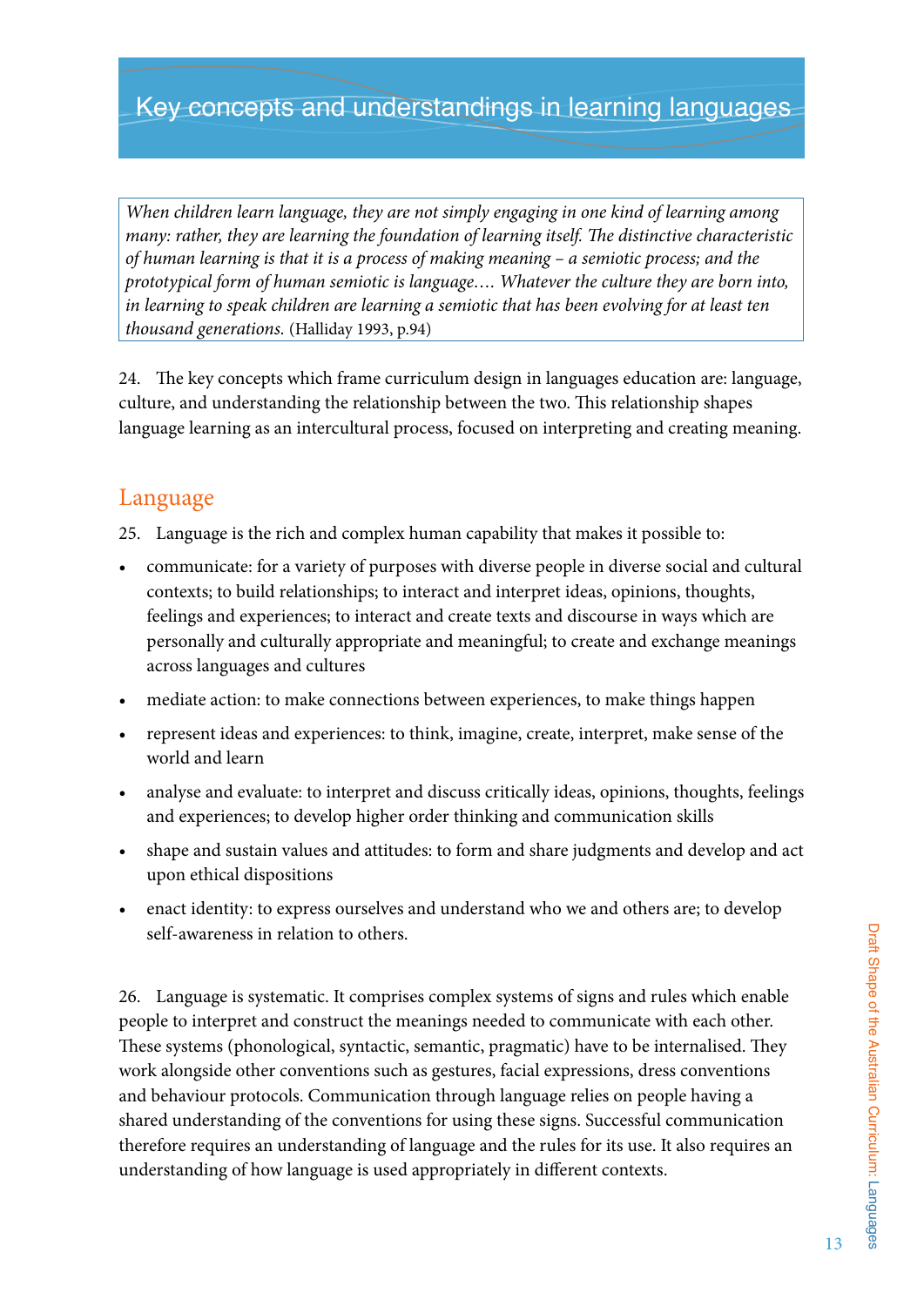# Key concepts and understandings in learning languages

*When children learn language, they are not simply engaging in one kind of learning among many: rather, they are learning the foundation of learning itself. The distinctive characteristic of human learning is that it is a process of making meaning – a semiotic process; and the prototypical form of human semiotic is language…. Whatever the culture they are born into, in learning to speak children are learning a semiotic that has been evolving for at least ten thousand generations.* (Halliday 1993, p.94)

24. The key concepts which frame curriculum design in languages education are: language, culture, and understanding the relationship between the two. This relationship shapes language learning as an intercultural process, focused on interpreting and creating meaning.

## Language

25. Language is the rich and complex human capability that makes it possible to:

- communicate: for a variety of purposes with diverse people in diverse social and cultural contexts; to build relationships; to interact and interpret ideas, opinions, thoughts, feelings and experiences; to interact and create texts and discourse in ways which are personally and culturally appropriate and meaningful; to create and exchange meanings across languages and cultures
- mediate action: to make connections between experiences, to make things happen
- represent ideas and experiences: to think, imagine, create, interpret, make sense of the world and learn
- analyse and evaluate: to interpret and discuss critically ideas, opinions, thoughts, feelings and experiences; to develop higher order thinking and communication skills
- shape and sustain values and attitudes: to form and share judgments and develop and act upon ethical dispositions
- enact identity: to express ourselves and understand who we and others are; to develop self-awareness in relation to others.

26. Language is systematic. It comprises complex systems of signs and rules which enable people to interpret and construct the meanings needed to communicate with each other. These systems (phonological, syntactic, semantic, pragmatic) have to be internalised. They work alongside other conventions such as gestures, facial expressions, dress conventions and behaviour protocols. Communication through language relies on people having a shared understanding of the conventions for using these signs. Successful communication therefore requires an understanding of language and the rules for its use. It also requires an understanding of how language is used appropriately in different contexts.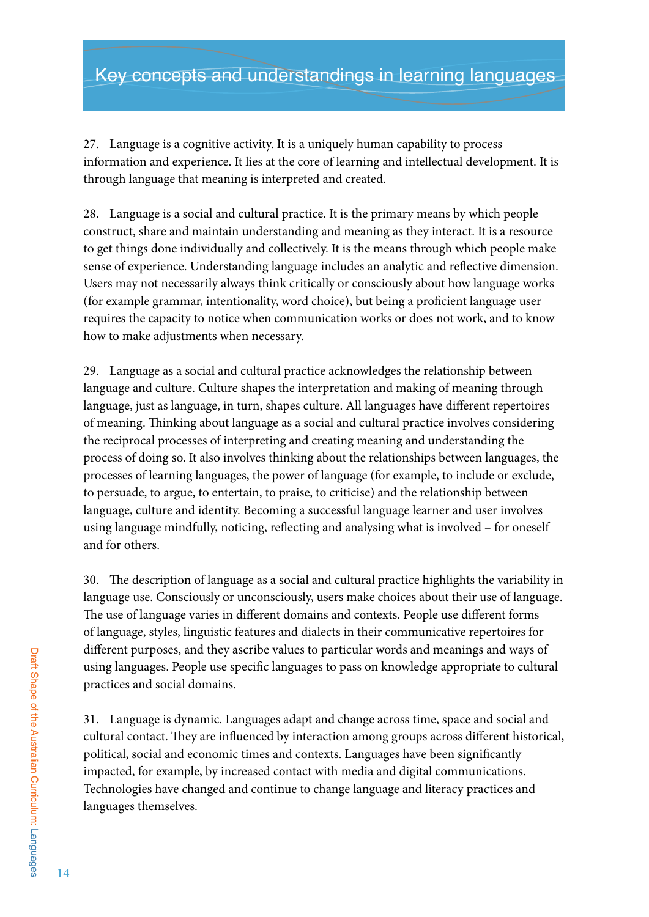## Key concepts and understandings in learning languages

27. Language is a cognitive activity. It is a uniquely human capability to process information and experience. It lies at the core of learning and intellectual development. It is through language that meaning is interpreted and created.

28. Language is a social and cultural practice. It is the primary means by which people construct, share and maintain understanding and meaning as they interact. It is a resource to get things done individually and collectively. It is the means through which people make sense of experience. Understanding language includes an analytic and reflective dimension. Users may not necessarily always think critically or consciously about how language works (for example grammar, intentionality, word choice), but being a proficient language user requires the capacity to notice when communication works or does not work, and to know how to make adjustments when necessary.

29. Language as a social and cultural practice acknowledges the relationship between language and culture. Culture shapes the interpretation and making of meaning through language, just as language, in turn, shapes culture. All languages have different repertoires of meaning. Thinking about language as a social and cultural practice involves considering the reciprocal processes of interpreting and creating meaning and understanding the process of doing so. It also involves thinking about the relationships between languages, the processes of learning languages, the power of language (for example, to include or exclude, to persuade, to argue, to entertain, to praise, to criticise) and the relationship between language, culture and identity. Becoming a successful language learner and user involves using language mindfully, noticing, reflecting and analysing what is involved – for oneself and for others.

30. The description of language as a social and cultural practice highlights the variability in language use. Consciously or unconsciously, users make choices about their use of language. The use of language varies in different domains and contexts. People use different forms of language, styles, linguistic features and dialects in their communicative repertoires for different purposes, and they ascribe values to particular words and meanings and ways of using languages. People use specific languages to pass on knowledge appropriate to cultural practices and social domains.

31. Language is dynamic. Languages adapt and change across time, space and social and cultural contact. They are influenced by interaction among groups across different historical, political, social and economic times and contexts. Languages have been significantly impacted, for example, by increased contact with media and digital communications. Technologies have changed and continue to change language and literacy practices and languages themselves.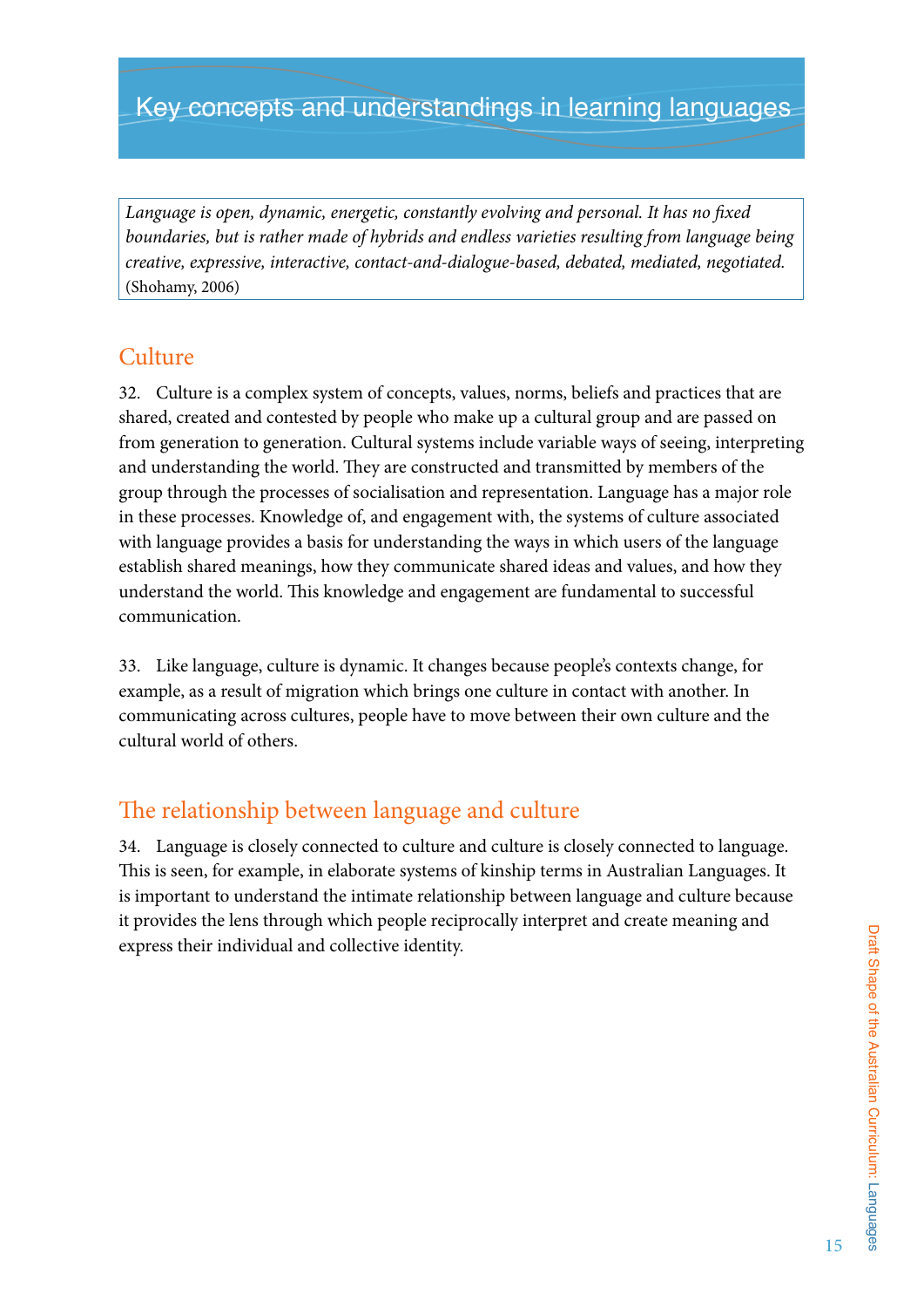# Key concepts and understandings in learning languages

*Language is open, dynamic, energetic, constantly evolving and personal. It has no fixed boundaries, but is rather made of hybrids and endless varieties resulting from language being creative, expressive, interactive, contact-and-dialogue-based, debated, mediated, negotiated.* (Shohamy, 2006)

## Culture

32. Culture is a complex system of concepts, values, norms, beliefs and practices that are shared, created and contested by people who make up a cultural group and are passed on from generation to generation. Cultural systems include variable ways of seeing, interpreting and understanding the world. They are constructed and transmitted by members of the group through the processes of socialisation and representation. Language has a major role in these processes. Knowledge of, and engagement with, the systems of culture associated with language provides a basis for understanding the ways in which users of the language establish shared meanings, how they communicate shared ideas and values, and how they understand the world. This knowledge and engagement are fundamental to successful communication.

33. Like language, culture is dynamic. It changes because people's contexts change, for example, as a result of migration which brings one culture in contact with another. In communicating across cultures, people have to move between their own culture and the cultural world of others.

## The relationship between language and culture

34. Language is closely connected to culture and culture is closely connected to language. This is seen, for example, in elaborate systems of kinship terms in Australian Languages. It is important to understand the intimate relationship between language and culture because it provides the lens through which people reciprocally interpret and create meaning and express their individual and collective identity.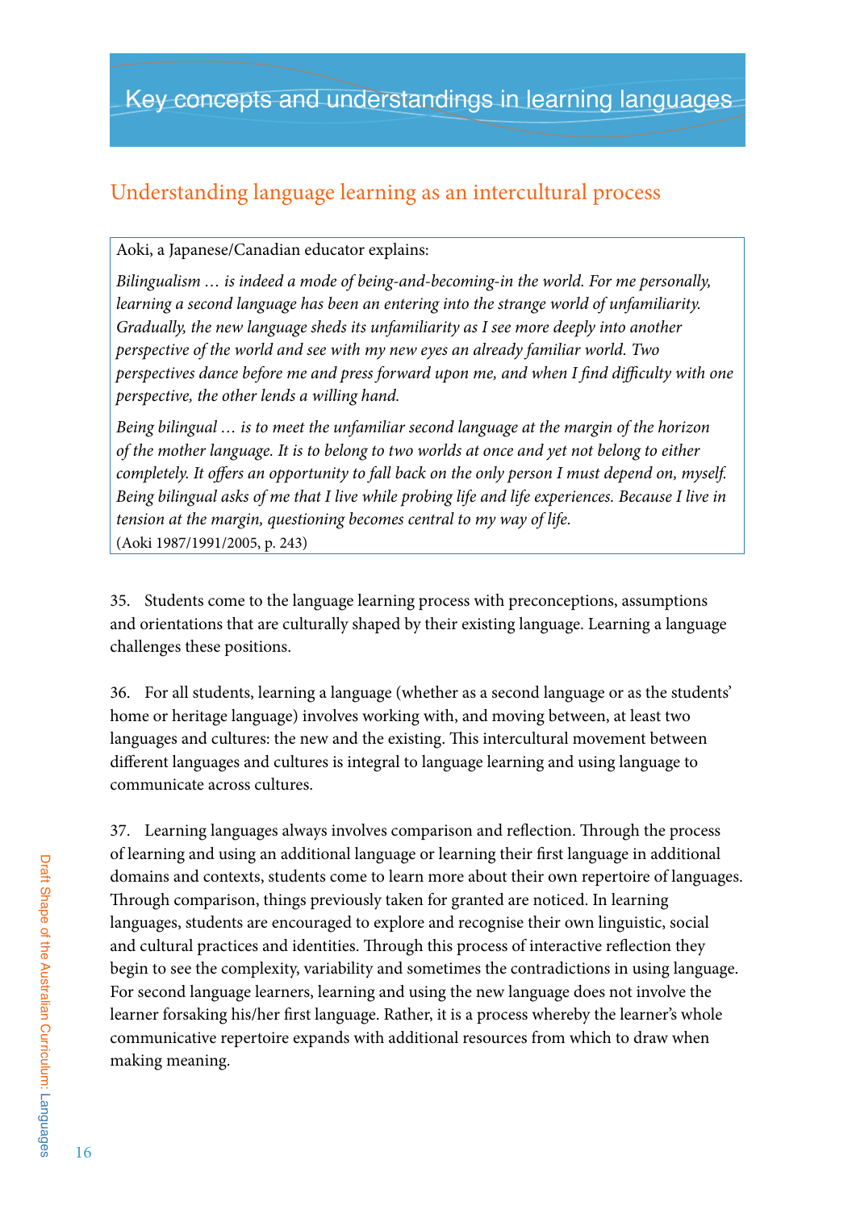# Key concepts and understandings in learning languages

## Understanding language learning as an intercultural process

> Aoki, a Japanese/Canadian educator explains:
>
> *Bilingualism … is indeed a mode of being-and-becoming-in the world. For me personally, learning a second language has been an entering into the strange world of unfamiliarity. Gradually, the new language sheds its unfamiliarity as I see more deeply into another perspective of the world and see with my new eyes an already familiar world. Two perspectives dance before me and press forward upon me, and when I find difficulty with one perspective, the other lends a willing hand.*
>
> *Being bilingual … is to meet the unfamiliar second language at the margin of the horizon of the mother language. It is to belong to two worlds at once and yet not belong to either completely. It offers an opportunity to fall back on the only person I must depend on, myself. Being bilingual asks of me that I live while probing life and life experiences. Because I live in tension at the margin, questioning becomes central to my way of life.*
>
> (Aoki 1987/1991/2005, p. 243)

35. Students come to the language learning process with preconceptions, assumptions and orientations that are culturally shaped by their existing language. Learning a language challenges these positions.

36. For all students, learning a language (whether as a second language or as the students' home or heritage language) involves working with, and moving between, at least two languages and cultures: the new and the existing. This intercultural movement between different languages and cultures is integral to language learning and using language to communicate across cultures.

37. Learning languages always involves comparison and reflection. Through the process of learning and using an additional language or learning their first language in additional domains and contexts, students come to learn more about their own repertoire of languages. Through comparison, things previously taken for granted are noticed. In learning languages, students are encouraged to explore and recognise their own linguistic, social and cultural practices and identities. Through this process of interactive reflection they begin to see the complexity, variability and sometimes the contradictions in using language. For second language learners, learning and using the new language does not involve the learner forsaking his/her first language. Rather, it is a process whereby the learner's whole communicative repertoire expands with additional resources from which to draw when making meaning.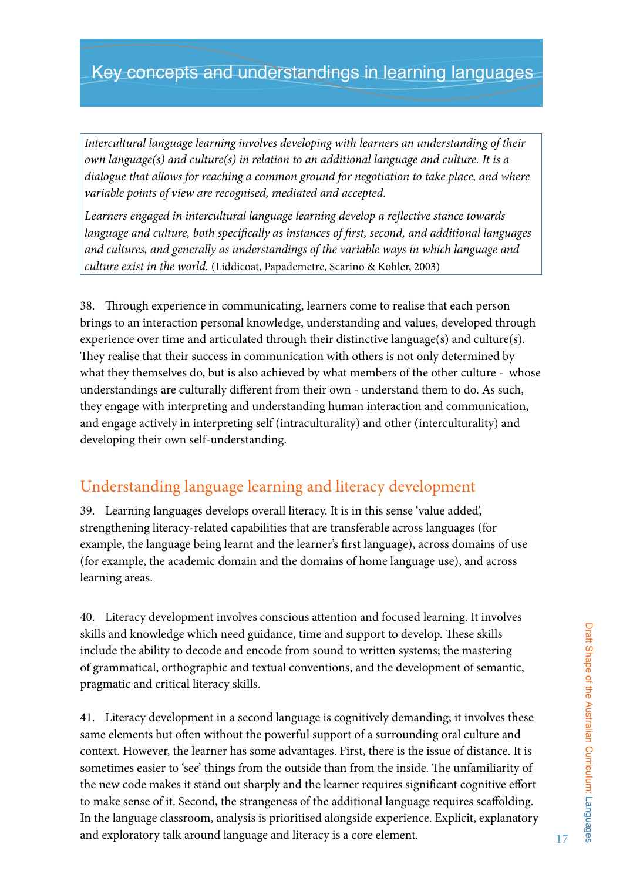# Key concepts and understandings in learning languages

*Intercultural language learning involves developing with learners an understanding of their own language(s) and culture(s) in relation to an additional language and culture. It is a dialogue that allows for reaching a common ground for negotiation to take place, and where variable points of view are recognised, mediated and accepted.*

*Learners engaged in intercultural language learning develop a reflective stance towards language and culture, both specifically as instances of first, second, and additional languages and cultures, and generally as understandings of the variable ways in which language and culture exist in the world.* (Liddicoat, Papademetre, Scarino & Kohler, 2003)

38. Through experience in communicating, learners come to realise that each person brings to an interaction personal knowledge, understanding and values, developed through experience over time and articulated through their distinctive language(s) and culture(s). They realise that their success in communication with others is not only determined by what they themselves do, but is also achieved by what members of the other culture - whose understandings are culturally different from their own - understand them to do. As such, they engage with interpreting and understanding human interaction and communication, and engage actively in interpreting self (intraculturality) and other (interculturality) and developing their own self-understanding.

## Understanding language learning and literacy development

39. Learning languages develops overall literacy. It is in this sense 'value added', strengthening literacy-related capabilities that are transferable across languages (for example, the language being learnt and the learner's first language), across domains of use (for example, the academic domain and the domains of home language use), and across learning areas.

40. Literacy development involves conscious attention and focused learning. It involves skills and knowledge which need guidance, time and support to develop. These skills include the ability to decode and encode from sound to written systems; the mastering of grammatical, orthographic and textual conventions, and the development of semantic, pragmatic and critical literacy skills.

41. Literacy development in a second language is cognitively demanding; it involves these same elements but often without the powerful support of a surrounding oral culture and context. However, the learner has some advantages. First, there is the issue of distance. It is sometimes easier to 'see' things from the outside than from the inside. The unfamiliarity of the new code makes it stand out sharply and the learner requires significant cognitive effort to make sense of it. Second, the strangeness of the additional language requires scaffolding. In the language classroom, analysis is prioritised alongside experience. Explicit, explanatory and exploratory talk around language and literacy is a core element.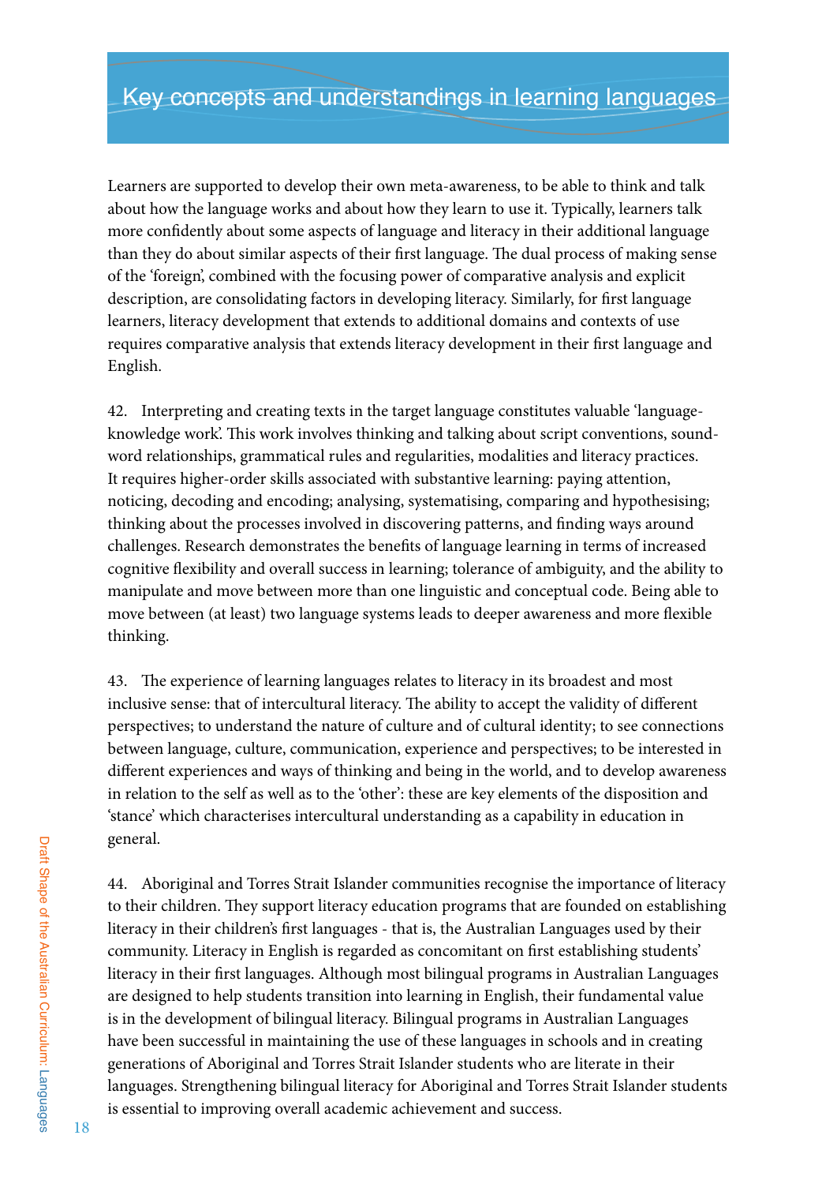# Key concepts and understandings in learning languages

Learners are supported to develop their own meta-awareness, to be able to think and talk about how the language works and about how they learn to use it. Typically, learners talk more confidently about some aspects of language and literacy in their additional language than they do about similar aspects of their first language. The dual process of making sense of the 'foreign', combined with the focusing power of comparative analysis and explicit description, are consolidating factors in developing literacy. Similarly, for first language learners, literacy development that extends to additional domains and contexts of use requires comparative analysis that extends literacy development in their first language and English.

42. Interpreting and creating texts in the target language constitutes valuable 'language-knowledge work'. This work involves thinking and talking about script conventions, sound-word relationships, grammatical rules and regularities, modalities and literacy practices. It requires higher-order skills associated with substantive learning: paying attention, noticing, decoding and encoding; analysing, systematising, comparing and hypothesising; thinking about the processes involved in discovering patterns, and finding ways around challenges. Research demonstrates the benefits of language learning in terms of increased cognitive flexibility and overall success in learning; tolerance of ambiguity, and the ability to manipulate and move between more than one linguistic and conceptual code. Being able to move between (at least) two language systems leads to deeper awareness and more flexible thinking.

43. The experience of learning languages relates to literacy in its broadest and most inclusive sense: that of intercultural literacy. The ability to accept the validity of different perspectives; to understand the nature of culture and of cultural identity; to see connections between language, culture, communication, experience and perspectives; to be interested in different experiences and ways of thinking and being in the world, and to develop awareness in relation to the self as well as to the 'other': these are key elements of the disposition and 'stance' which characterises intercultural understanding as a capability in education in general.

44. Aboriginal and Torres Strait Islander communities recognise the importance of literacy to their children. They support literacy education programs that are founded on establishing literacy in their children's first languages - that is, the Australian Languages used by their community. Literacy in English is regarded as concomitant on first establishing students' literacy in their first languages. Although most bilingual programs in Australian Languages are designed to help students transition into learning in English, their fundamental value is in the development of bilingual literacy. Bilingual programs in Australian Languages have been successful in maintaining the use of these languages in schools and in creating generations of Aboriginal and Torres Strait Islander students who are literate in their languages. Strengthening bilingual literacy for Aboriginal and Torres Strait Islander students is essential to improving overall academic achievement and success.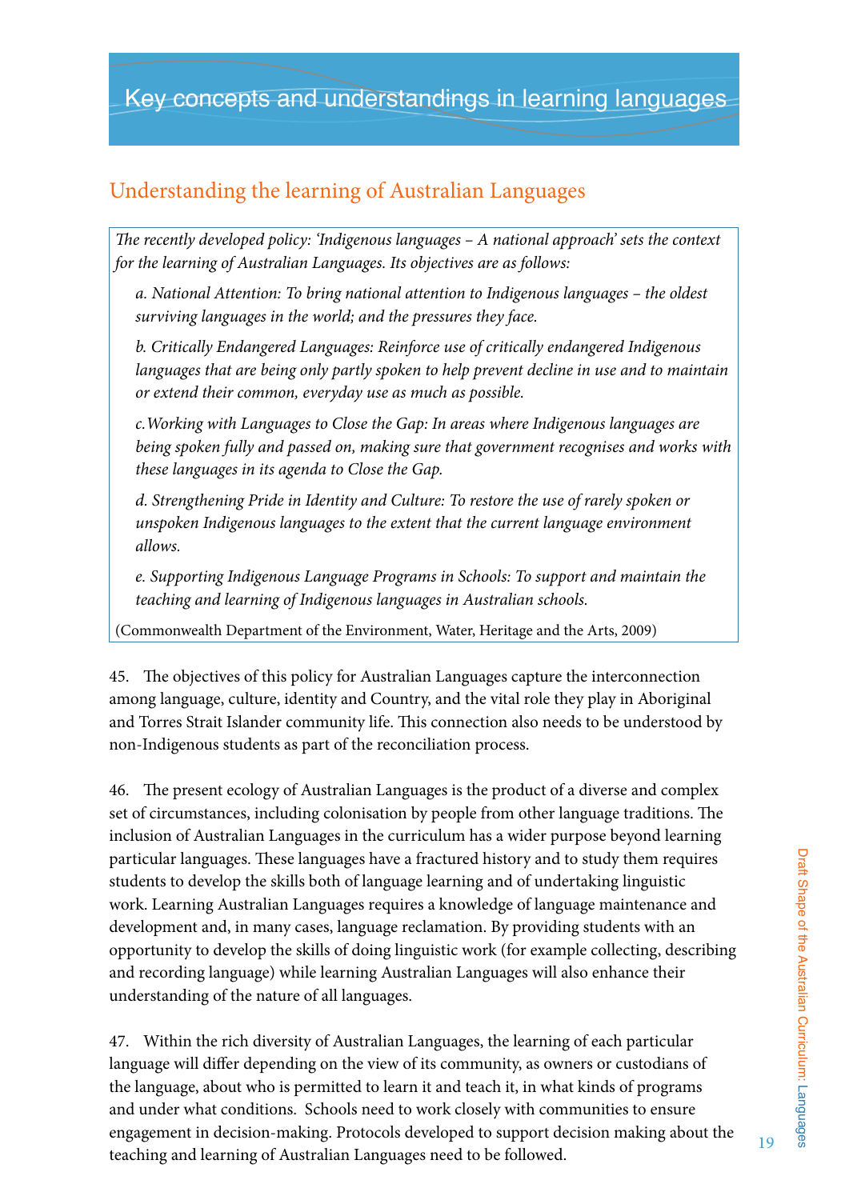# Key concepts and understandings in learning languages

## Understanding the learning of Australian Languages

*The recently developed policy: 'Indigenous languages – A national approach' sets the context for the learning of Australian Languages. Its objectives are as follows:*

> *a. National Attention: To bring national attention to Indigenous languages – the oldest surviving languages in the world; and the pressures they face.*
>
> *b. Critically Endangered Languages: Reinforce use of critically endangered Indigenous languages that are being only partly spoken to help prevent decline in use and to maintain or extend their common, everyday use as much as possible.*
>
> *c. Working with Languages to Close the Gap: In areas where Indigenous languages are being spoken fully and passed on, making sure that government recognises and works with these languages in its agenda to Close the Gap.*
>
> *d. Strengthening Pride in Identity and Culture: To restore the use of rarely spoken or unspoken Indigenous languages to the extent that the current language environment allows.*
>
> *e. Supporting Indigenous Language Programs in Schools: To support and maintain the teaching and learning of Indigenous languages in Australian schools.*

(Commonwealth Department of the Environment, Water, Heritage and the Arts, 2009)

45. The objectives of this policy for Australian Languages capture the interconnection among language, culture, identity and Country, and the vital role they play in Aboriginal and Torres Strait Islander community life. This connection also needs to be understood by non-Indigenous students as part of the reconciliation process.

46. The present ecology of Australian Languages is the product of a diverse and complex set of circumstances, including colonisation by people from other language traditions. The inclusion of Australian Languages in the curriculum has a wider purpose beyond learning particular languages. These languages have a fractured history and to study them requires students to develop the skills both of language learning and of undertaking linguistic work. Learning Australian Languages requires a knowledge of language maintenance and development and, in many cases, language reclamation. By providing students with an opportunity to develop the skills of doing linguistic work (for example collecting, describing and recording language) while learning Australian Languages will also enhance their understanding of the nature of all languages.

47. Within the rich diversity of Australian Languages, the learning of each particular language will differ depending on the view of its community, as owners or custodians of the language, about who is permitted to learn it and teach it, in what kinds of programs and under what conditions. Schools need to work closely with communities to ensure engagement in decision-making. Protocols developed to support decision making about the teaching and learning of Australian Languages need to be followed.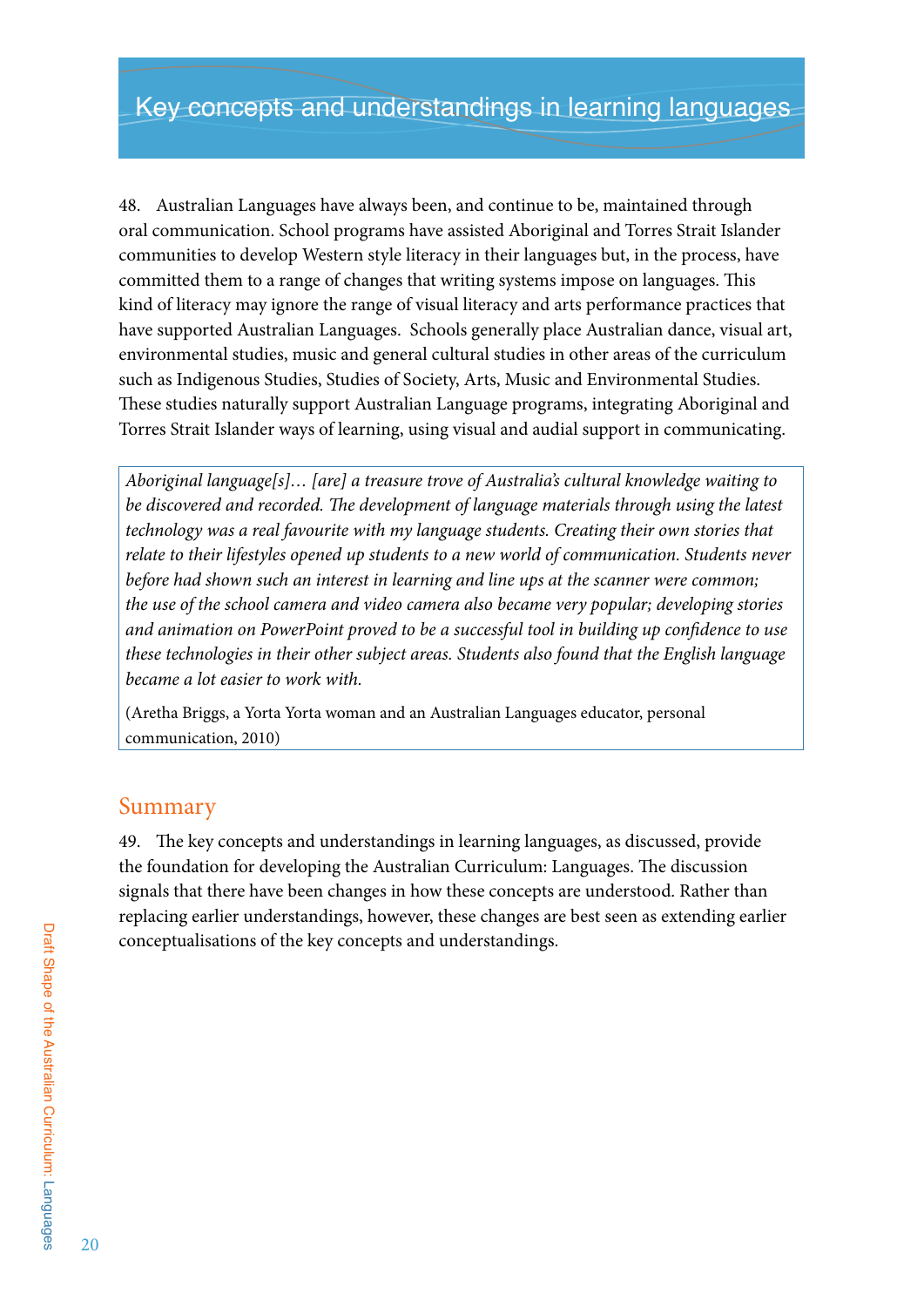# Key concepts and understandings in learning languages

48. Australian Languages have always been, and continue to be, maintained through oral communication. School programs have assisted Aboriginal and Torres Strait Islander communities to develop Western style literacy in their languages but, in the process, have committed them to a range of changes that writing systems impose on languages. This kind of literacy may ignore the range of visual literacy and arts performance practices that have supported Australian Languages. Schools generally place Australian dance, visual art, environmental studies, music and general cultural studies in other areas of the curriculum such as Indigenous Studies, Studies of Society, Arts, Music and Environmental Studies. These studies naturally support Australian Language programs, integrating Aboriginal and Torres Strait Islander ways of learning, using visual and audial support in communicating.

> *Aboriginal language[s]… [are] a treasure trove of Australia's cultural knowledge waiting to be discovered and recorded. The development of language materials through using the latest technology was a real favourite with my language students. Creating their own stories that relate to their lifestyles opened up students to a new world of communication. Students never before had shown such an interest in learning and line ups at the scanner were common; the use of the school camera and video camera also became very popular; developing stories and animation on PowerPoint proved to be a successful tool in building up confidence to use these technologies in their other subject areas. Students also found that the English language became a lot easier to work with.*
>
> (Aretha Briggs, a Yorta Yorta woman and an Australian Languages educator, personal communication, 2010)

## Summary

49. The key concepts and understandings in learning languages, as discussed, provide the foundation for developing the Australian Curriculum: Languages. The discussion signals that there have been changes in how these concepts are understood. Rather than replacing earlier understandings, however, these changes are best seen as extending earlier conceptualisations of the key concepts and understandings.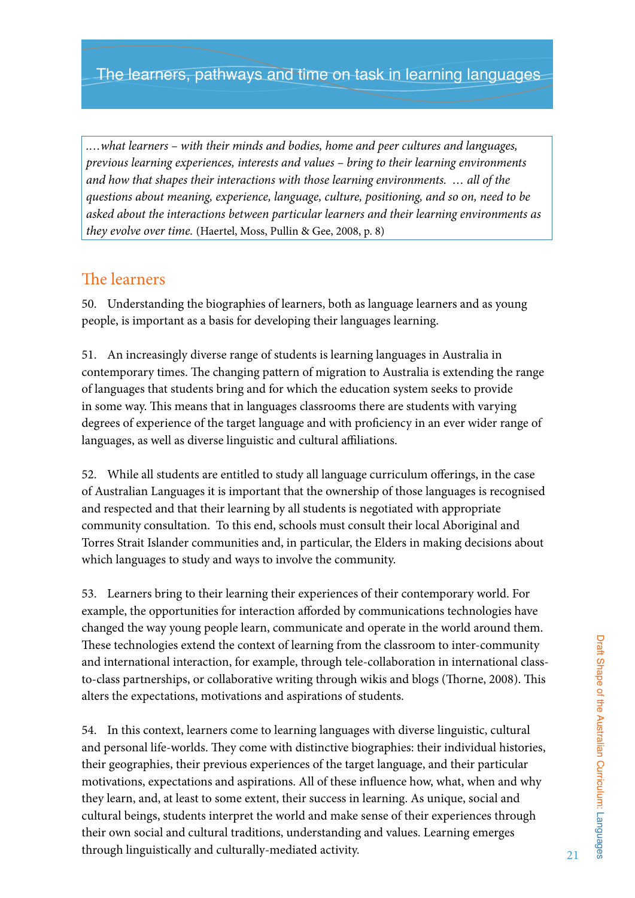## The learners, pathways and time on task in learning languages

> *….what learners – with their minds and bodies, home and peer cultures and languages, previous learning experiences, interests and values – bring to their learning environments and how that shapes their interactions with those learning environments. … all of the questions about meaning, experience, language, culture, positioning, and so on, need to be asked about the interactions between particular learners and their learning environments as they evolve over time.* (Haertel, Moss, Pullin & Gee, 2008, p. 8)

### The learners

50. Understanding the biographies of learners, both as language learners and as young people, is important as a basis for developing their languages learning.

51. An increasingly diverse range of students is learning languages in Australia in contemporary times. The changing pattern of migration to Australia is extending the range of languages that students bring and for which the education system seeks to provide in some way. This means that in languages classrooms there are students with varying degrees of experience of the target language and with proficiency in an ever wider range of languages, as well as diverse linguistic and cultural affiliations.

52. While all students are entitled to study all language curriculum offerings, in the case of Australian Languages it is important that the ownership of those languages is recognised and respected and that their learning by all students is negotiated with appropriate community consultation. To this end, schools must consult their local Aboriginal and Torres Strait Islander communities and, in particular, the Elders in making decisions about which languages to study and ways to involve the community.

53. Learners bring to their learning their experiences of their contemporary world. For example, the opportunities for interaction afforded by communications technologies have changed the way young people learn, communicate and operate in the world around them. These technologies extend the context of learning from the classroom to inter-community and international interaction, for example, through tele-collaboration in international class-to-class partnerships, or collaborative writing through wikis and blogs (Thorne, 2008). This alters the expectations, motivations and aspirations of students.

54. In this context, learners come to learning languages with diverse linguistic, cultural and personal life-worlds. They come with distinctive biographies: their individual histories, their geographies, their previous experiences of the target language, and their particular motivations, expectations and aspirations. All of these influence how, what, when and why they learn, and, at least to some extent, their success in learning. As unique, social and cultural beings, students interpret the world and make sense of their experiences through their own social and cultural traditions, understanding and values. Learning emerges through linguistically and culturally-mediated activity.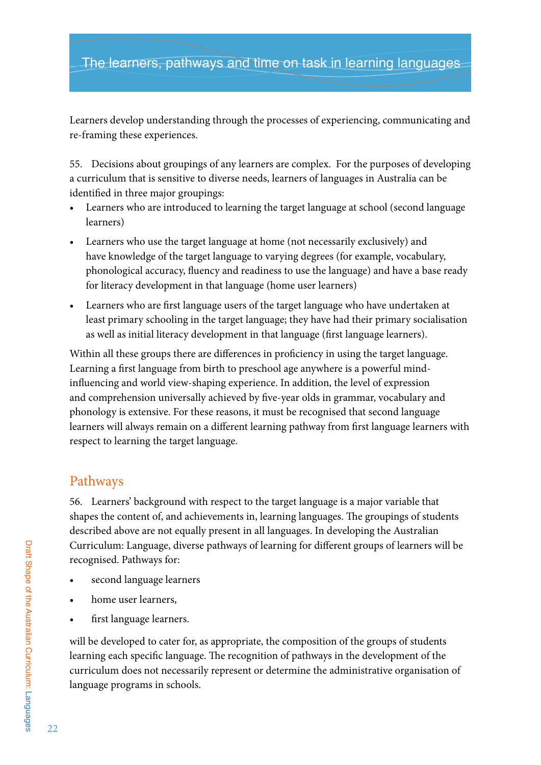## The learners, pathways and time on task in learning languages

Learners develop understanding through the processes of experiencing, communicating and re-framing these experiences.

55. Decisions about groupings of any learners are complex. For the purposes of developing a curriculum that is sensitive to diverse needs, learners of languages in Australia can be identified in three major groupings:

- Learners who are introduced to learning the target language at school (second language learners)
- Learners who use the target language at home (not necessarily exclusively) and have knowledge of the target language to varying degrees (for example, vocabulary, phonological accuracy, fluency and readiness to use the language) and have a base ready for literacy development in that language (home user learners)
- Learners who are first language users of the target language who have undertaken at least primary schooling in the target language; they have had their primary socialisation as well as initial literacy development in that language (first language learners).

Within all these groups there are differences in proficiency in using the target language. Learning a first language from birth to preschool age anywhere is a powerful mind-influencing and world view-shaping experience. In addition, the level of expression and comprehension universally achieved by five-year olds in grammar, vocabulary and phonology is extensive. For these reasons, it must be recognised that second language learners will always remain on a different learning pathway from first language learners with respect to learning the target language.

### Pathways

56. Learners' background with respect to the target language is a major variable that shapes the content of, and achievements in, learning languages. The groupings of students described above are not equally present in all languages. In developing the Australian Curriculum: Language, diverse pathways of learning for different groups of learners will be recognised. Pathways for:

- second language learners
- home user learners,
- first language learners.

will be developed to cater for, as appropriate, the composition of the groups of students learning each specific language. The recognition of pathways in the development of the curriculum does not necessarily represent or determine the administrative organisation of language programs in schools.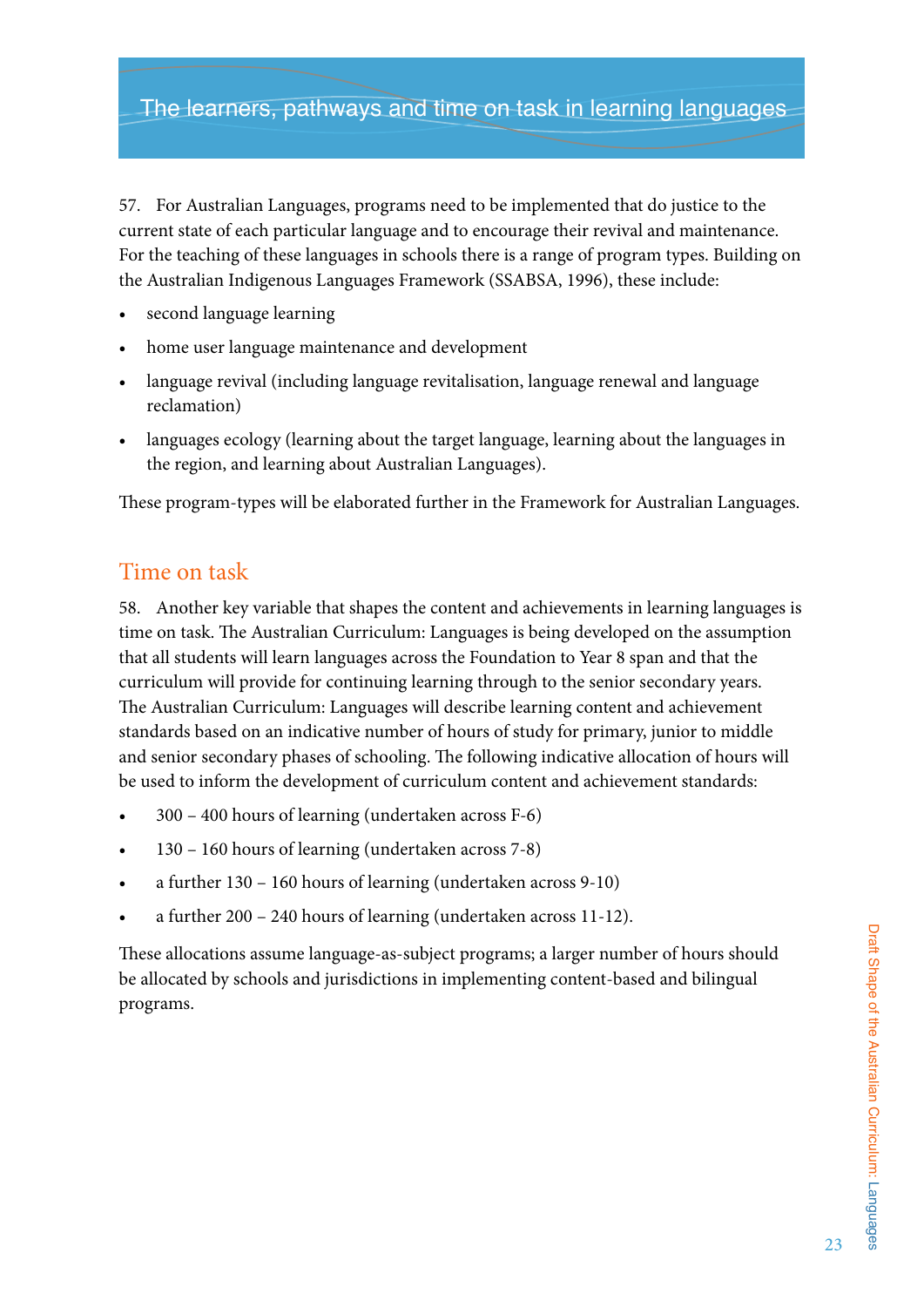# The learners, pathways and time on task in learning languages

57. For Australian Languages, programs need to be implemented that do justice to the current state of each particular language and to encourage their revival and maintenance. For the teaching of these languages in schools there is a range of program types. Building on the Australian Indigenous Languages Framework (SSABSA, 1996), these include:

- second language learning
- home user language maintenance and development
- language revival (including language revitalisation, language renewal and language reclamation)
- languages ecology (learning about the target language, learning about the languages in the region, and learning about Australian Languages).

These program-types will be elaborated further in the Framework for Australian Languages.

## Time on task

58. Another key variable that shapes the content and achievements in learning languages is time on task. The Australian Curriculum: Languages is being developed on the assumption that all students will learn languages across the Foundation to Year 8 span and that the curriculum will provide for continuing learning through to the senior secondary years. The Australian Curriculum: Languages will describe learning content and achievement standards based on an indicative number of hours of study for primary, junior to middle and senior secondary phases of schooling. The following indicative allocation of hours will be used to inform the development of curriculum content and achievement standards:

- 300 – 400 hours of learning (undertaken across F-6)
- 130 – 160 hours of learning (undertaken across 7-8)
- a further 130 – 160 hours of learning (undertaken across 9-10)
- a further 200 – 240 hours of learning (undertaken across 11-12).

These allocations assume language-as-subject programs; a larger number of hours should be allocated by schools and jurisdictions in implementing content-based and bilingual programs.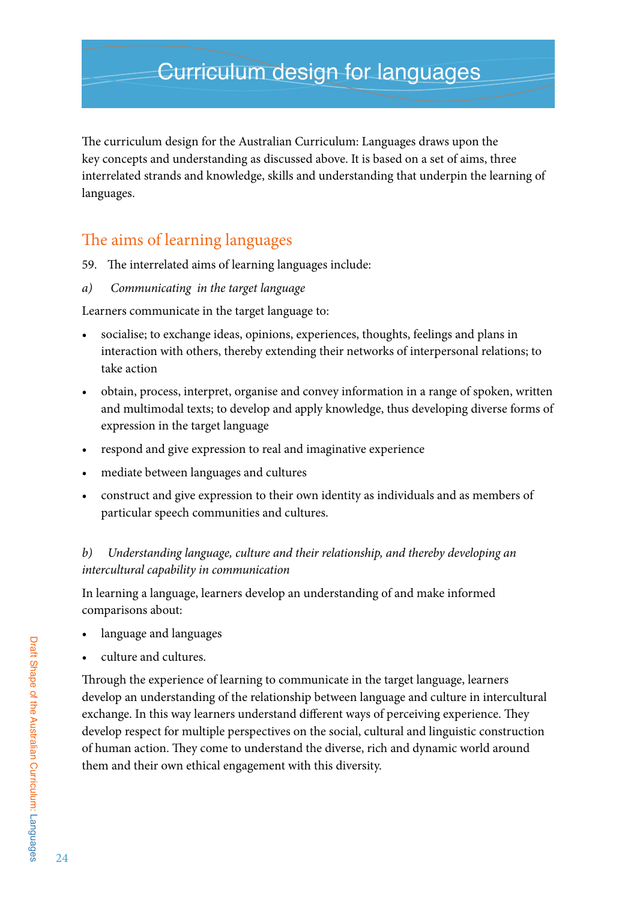# Curriculum design for languages

The curriculum design for the Australian Curriculum: Languages draws upon the key concepts and understanding as discussed above. It is based on a set of aims, three interrelated strands and knowledge, skills and understanding that underpin the learning of languages.

## The aims of learning languages

59. The interrelated aims of learning languages include:

*a) Communicating in the target language*

Learners communicate in the target language to:

- socialise; to exchange ideas, opinions, experiences, thoughts, feelings and plans in interaction with others, thereby extending their networks of interpersonal relations; to take action
- obtain, process, interpret, organise and convey information in a range of spoken, written and multimodal texts; to develop and apply knowledge, thus developing diverse forms of expression in the target language
- respond and give expression to real and imaginative experience
- mediate between languages and cultures
- construct and give expression to their own identity as individuals and as members of particular speech communities and cultures.

*b) Understanding language, culture and their relationship, and thereby developing an intercultural capability in communication*

In learning a language, learners develop an understanding of and make informed comparisons about:

- language and languages
- culture and cultures.

Through the experience of learning to communicate in the target language, learners develop an understanding of the relationship between language and culture in intercultural exchange. In this way learners understand different ways of perceiving experience. They develop respect for multiple perspectives on the social, cultural and linguistic construction of human action. They come to understand the diverse, rich and dynamic world around them and their own ethical engagement with this diversity.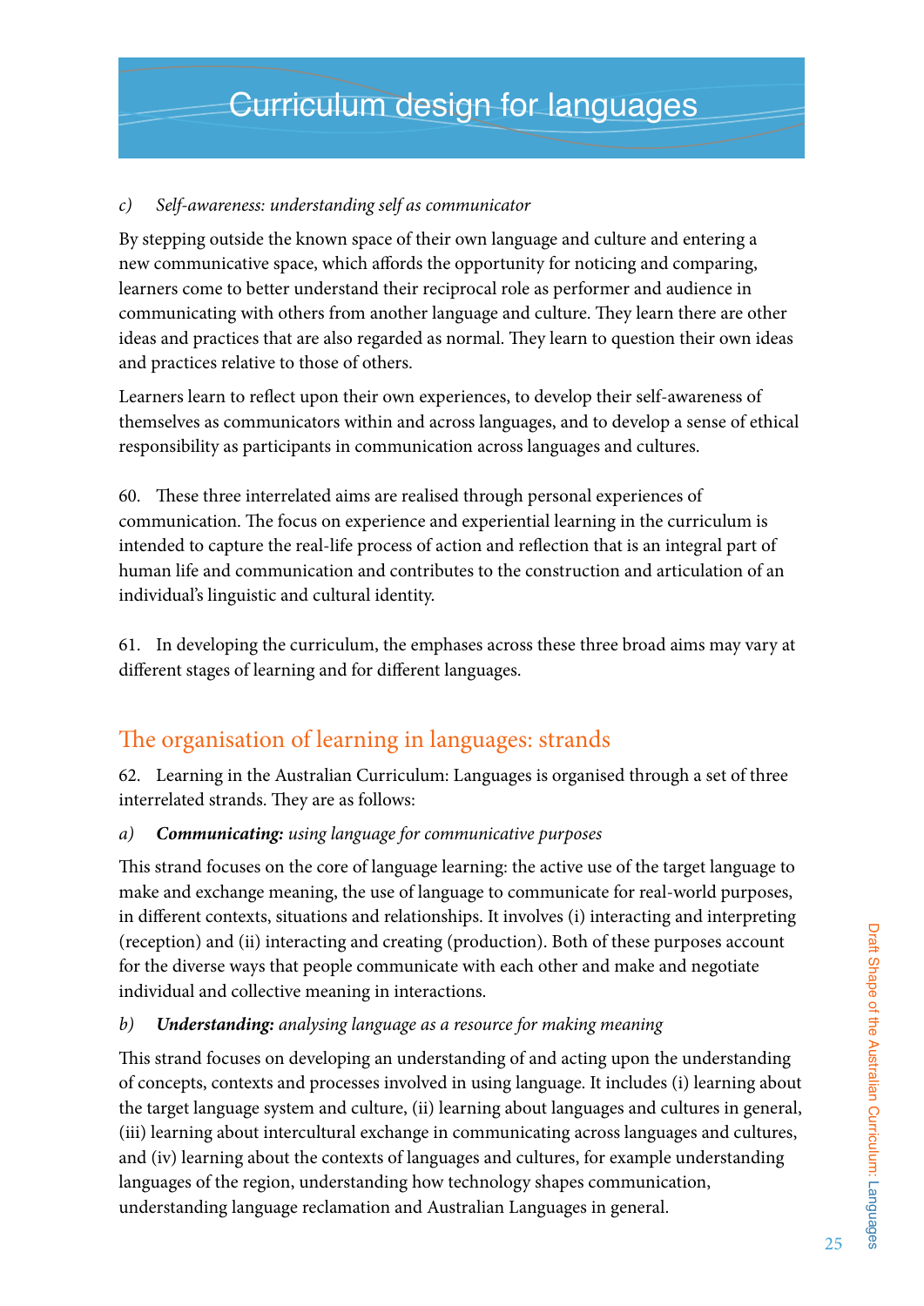# Curriculum design for languages

*c) Self-awareness: understanding self as communicator*

By stepping outside the known space of their own language and culture and entering a new communicative space, which affords the opportunity for noticing and comparing, learners come to better understand their reciprocal role as performer and audience in communicating with others from another language and culture. They learn there are other ideas and practices that are also regarded as normal. They learn to question their own ideas and practices relative to those of others.

Learners learn to reflect upon their own experiences, to develop their self-awareness of themselves as communicators within and across languages, and to develop a sense of ethical responsibility as participants in communication across languages and cultures.

60. These three interrelated aims are realised through personal experiences of communication. The focus on experience and experiential learning in the curriculum is intended to capture the real-life process of action and reflection that is an integral part of human life and communication and contributes to the construction and articulation of an individual's linguistic and cultural identity.

61. In developing the curriculum, the emphases across these three broad aims may vary at different stages of learning and for different languages.

## The organisation of learning in languages: strands

62. Learning in the Australian Curriculum: Languages is organised through a set of three interrelated strands. They are as follows:

*a)* ***Communicating:*** *using language for communicative purposes*

This strand focuses on the core of language learning: the active use of the target language to make and exchange meaning, the use of language to communicate for real-world purposes, in different contexts, situations and relationships. It involves (i) interacting and interpreting (reception) and (ii) interacting and creating (production). Both of these purposes account for the diverse ways that people communicate with each other and make and negotiate individual and collective meaning in interactions.

*b)* ***Understanding:*** *analysing language as a resource for making meaning*

This strand focuses on developing an understanding of and acting upon the understanding of concepts, contexts and processes involved in using language. It includes (i) learning about the target language system and culture, (ii) learning about languages and cultures in general, (iii) learning about intercultural exchange in communicating across languages and cultures, and (iv) learning about the contexts of languages and cultures, for example understanding languages of the region, understanding how technology shapes communication, understanding language reclamation and Australian Languages in general.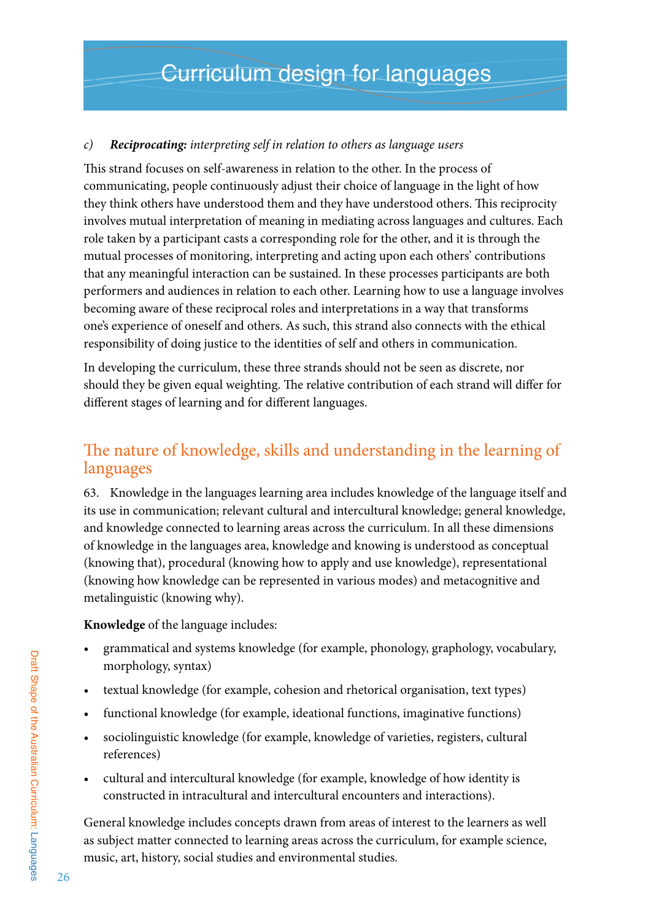c) ***Reciprocating:*** *interpreting self in relation to others as language users*

This strand focuses on self-awareness in relation to the other. In the process of communicating, people continuously adjust their choice of language in the light of how they think others have understood them and they have understood others. This reciprocity involves mutual interpretation of meaning in mediating across languages and cultures. Each role taken by a participant casts a corresponding role for the other, and it is through the mutual processes of monitoring, interpreting and acting upon each others' contributions that any meaningful interaction can be sustained. In these processes participants are both performers and audiences in relation to each other. Learning how to use a language involves becoming aware of these reciprocal roles and interpretations in a way that transforms one's experience of oneself and others. As such, this strand also connects with the ethical responsibility of doing justice to the identities of self and others in communication.

In developing the curriculum, these three strands should not be seen as discrete, nor should they be given equal weighting. The relative contribution of each strand will differ for different stages of learning and for different languages.

## The nature of knowledge, skills and understanding in the learning of languages

63. Knowledge in the languages learning area includes knowledge of the language itself and its use in communication; relevant cultural and intercultural knowledge; general knowledge, and knowledge connected to learning areas across the curriculum. In all these dimensions of knowledge in the languages area, knowledge and knowing is understood as conceptual (knowing that), procedural (knowing how to apply and use knowledge), representational (knowing how knowledge can be represented in various modes) and metacognitive and metalinguistic (knowing why).

**Knowledge** of the language includes:

- grammatical and systems knowledge (for example, phonology, graphology, vocabulary, morphology, syntax)
- textual knowledge (for example, cohesion and rhetorical organisation, text types)
- functional knowledge (for example, ideational functions, imaginative functions)
- sociolinguistic knowledge (for example, knowledge of varieties, registers, cultural references)
- cultural and intercultural knowledge (for example, knowledge of how identity is constructed in intracultural and intercultural encounters and interactions).

General knowledge includes concepts drawn from areas of interest to the learners as well as subject matter connected to learning areas across the curriculum, for example science, music, art, history, social studies and environmental studies.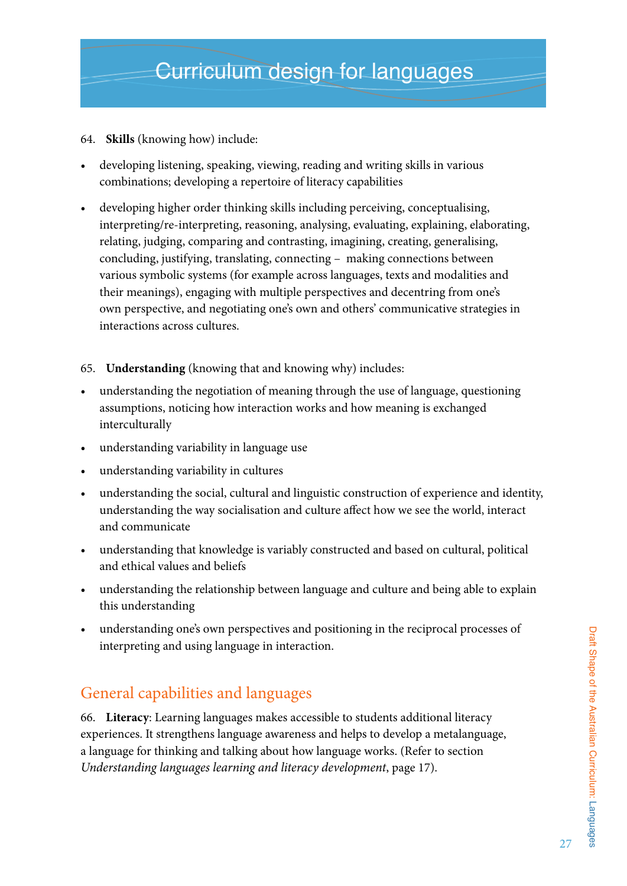# Curriculum design for languages

64. **Skills** (knowing how) include:

- developing listening, speaking, viewing, reading and writing skills in various combinations; developing a repertoire of literacy capabilities
- developing higher order thinking skills including perceiving, conceptualising, interpreting/re-interpreting, reasoning, analysing, evaluating, explaining, elaborating, relating, judging, comparing and contrasting, imagining, creating, generalising, concluding, justifying, translating, connecting – making connections between various symbolic systems (for example across languages, texts and modalities and their meanings), engaging with multiple perspectives and decentring from one's own perspective, and negotiating one's own and others' communicative strategies in interactions across cultures.

65. **Understanding** (knowing that and knowing why) includes:

- understanding the negotiation of meaning through the use of language, questioning assumptions, noticing how interaction works and how meaning is exchanged interculturally
- understanding variability in language use
- understanding variability in cultures
- understanding the social, cultural and linguistic construction of experience and identity, understanding the way socialisation and culture affect how we see the world, interact and communicate
- understanding that knowledge is variably constructed and based on cultural, political and ethical values and beliefs
- understanding the relationship between language and culture and being able to explain this understanding
- understanding one's own perspectives and positioning in the reciprocal processes of interpreting and using language in interaction.

## General capabilities and languages

66. **Literacy**: Learning languages makes accessible to students additional literacy experiences. It strengthens language awareness and helps to develop a metalanguage, a language for thinking and talking about how language works. (Refer to section *Understanding languages learning and literacy development*, page 17).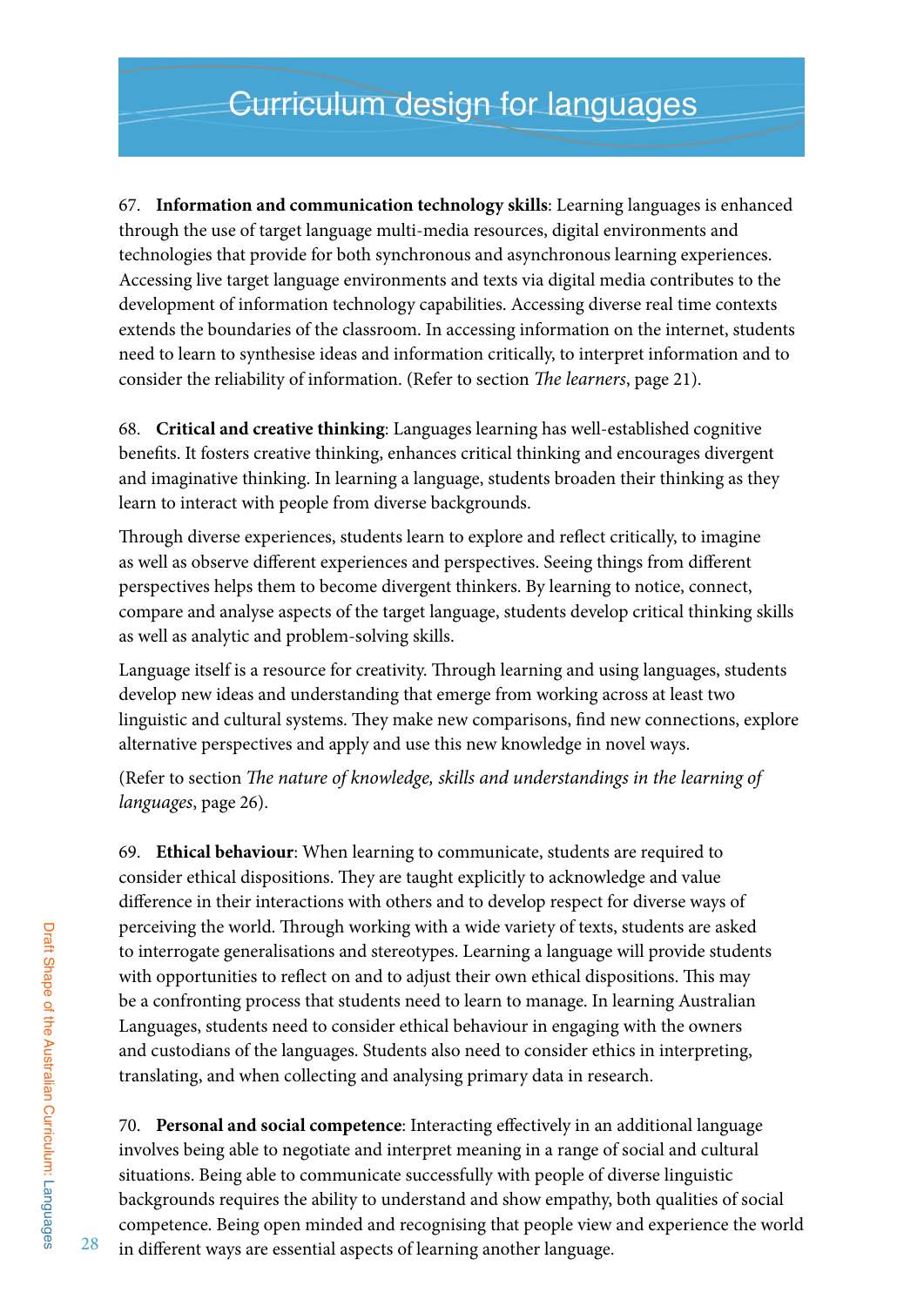# Curriculum design for languages

67. **Information and communication technology skills**: Learning languages is enhanced through the use of target language multi-media resources, digital environments and technologies that provide for both synchronous and asynchronous learning experiences. Accessing live target language environments and texts via digital media contributes to the development of information technology capabilities. Accessing diverse real time contexts extends the boundaries of the classroom. In accessing information on the internet, students need to learn to synthesise ideas and information critically, to interpret information and to consider the reliability of information. (Refer to section *The learners*, page 21).

68. **Critical and creative thinking**: Languages learning has well-established cognitive benefits. It fosters creative thinking, enhances critical thinking and encourages divergent and imaginative thinking. In learning a language, students broaden their thinking as they learn to interact with people from diverse backgrounds.

Through diverse experiences, students learn to explore and reflect critically, to imagine as well as observe different experiences and perspectives. Seeing things from different perspectives helps them to become divergent thinkers. By learning to notice, connect, compare and analyse aspects of the target language, students develop critical thinking skills as well as analytic and problem-solving skills.

Language itself is a resource for creativity. Through learning and using languages, students develop new ideas and understanding that emerge from working across at least two linguistic and cultural systems. They make new comparisons, find new connections, explore alternative perspectives and apply and use this new knowledge in novel ways.

(Refer to section *The nature of knowledge, skills and understandings in the learning of languages*, page 26).

69. **Ethical behaviour**: When learning to communicate, students are required to consider ethical dispositions. They are taught explicitly to acknowledge and value difference in their interactions with others and to develop respect for diverse ways of perceiving the world. Through working with a wide variety of texts, students are asked to interrogate generalisations and stereotypes. Learning a language will provide students with opportunities to reflect on and to adjust their own ethical dispositions. This may be a confronting process that students need to learn to manage. In learning Australian Languages, students need to consider ethical behaviour in engaging with the owners and custodians of the languages. Students also need to consider ethics in interpreting, translating, and when collecting and analysing primary data in research.

70. **Personal and social competence**: Interacting effectively in an additional language involves being able to negotiate and interpret meaning in a range of social and cultural situations. Being able to communicate successfully with people of diverse linguistic backgrounds requires the ability to understand and show empathy, both qualities of social competence. Being open minded and recognising that people view and experience the world in different ways are essential aspects of learning another language.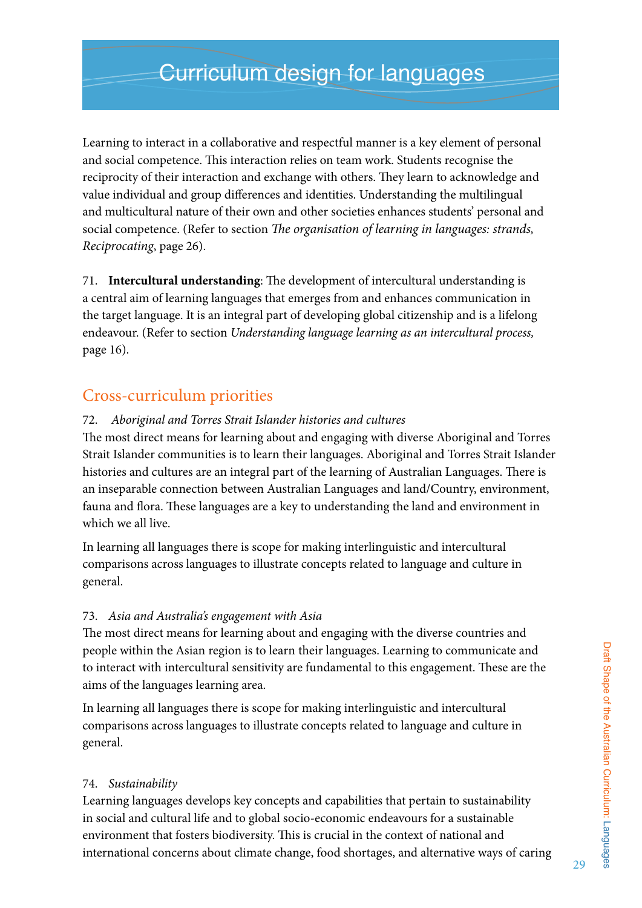# Curriculum design for languages

Learning to interact in a collaborative and respectful manner is a key element of personal and social competence. This interaction relies on team work. Students recognise the reciprocity of their interaction and exchange with others. They learn to acknowledge and value individual and group differences and identities. Understanding the multilingual and multicultural nature of their own and other societies enhances students' personal and social competence. (Refer to section *The organisation of learning in languages: strands, Reciprocating*, page 26).

71. **Intercultural understanding**: The development of intercultural understanding is a central aim of learning languages that emerges from and enhances communication in the target language. It is an integral part of developing global citizenship and is a lifelong endeavour. (Refer to section *Understanding language learning as an intercultural process,* page 16).

## Cross-curriculum priorities

72. *Aboriginal and Torres Strait Islander histories and cultures*

The most direct means for learning about and engaging with diverse Aboriginal and Torres Strait Islander communities is to learn their languages. Aboriginal and Torres Strait Islander histories and cultures are an integral part of the learning of Australian Languages. There is an inseparable connection between Australian Languages and land/Country, environment, fauna and flora. These languages are a key to understanding the land and environment in which we all live.

In learning all languages there is scope for making interlinguistic and intercultural comparisons across languages to illustrate concepts related to language and culture in general.

73. *Asia and Australia's engagement with Asia*

The most direct means for learning about and engaging with the diverse countries and people within the Asian region is to learn their languages. Learning to communicate and to interact with intercultural sensitivity are fundamental to this engagement. These are the aims of the languages learning area.

In learning all languages there is scope for making interlinguistic and intercultural comparisons across languages to illustrate concepts related to language and culture in general.

74. *Sustainability*

Learning languages develops key concepts and capabilities that pertain to sustainability in social and cultural life and to global socio-economic endeavours for a sustainable environment that fosters biodiversity. This is crucial in the context of national and international concerns about climate change, food shortages, and alternative ways of caring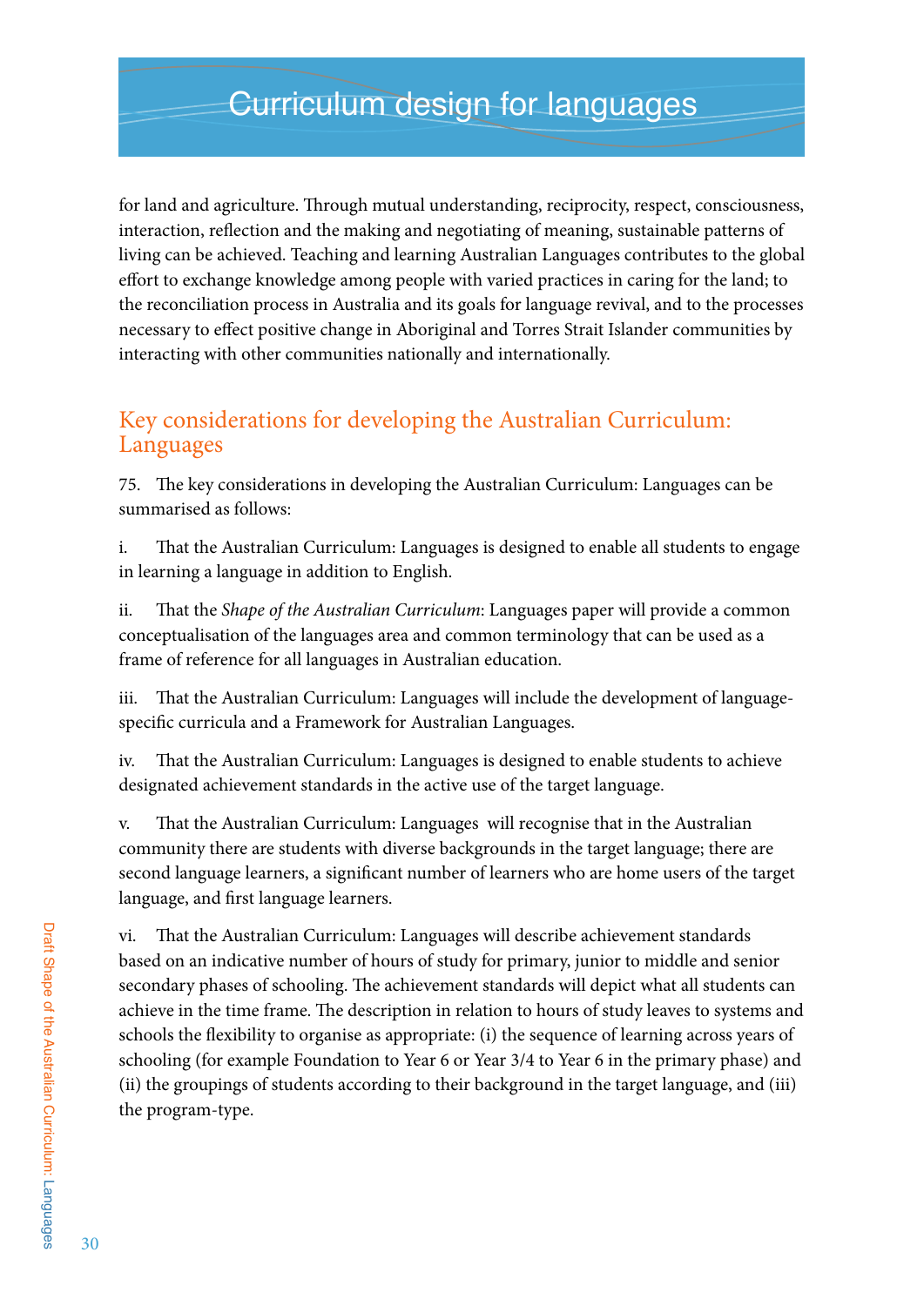for land and agriculture. Through mutual understanding, reciprocity, respect, consciousness, interaction, reflection and the making and negotiating of meaning, sustainable patterns of living can be achieved. Teaching and learning Australian Languages contributes to the global effort to exchange knowledge among people with varied practices in caring for the land; to the reconciliation process in Australia and its goals for language revival, and to the processes necessary to effect positive change in Aboriginal and Torres Strait Islander communities by interacting with other communities nationally and internationally.

## Key considerations for developing the Australian Curriculum: Languages

75. The key considerations in developing the Australian Curriculum: Languages can be summarised as follows:

i. That the Australian Curriculum: Languages is designed to enable all students to engage in learning a language in addition to English.

ii. That the *Shape of the Australian Curriculum*: Languages paper will provide a common conceptualisation of the languages area and common terminology that can be used as a frame of reference for all languages in Australian education.

iii. That the Australian Curriculum: Languages will include the development of language-specific curricula and a Framework for Australian Languages.

iv. That the Australian Curriculum: Languages is designed to enable students to achieve designated achievement standards in the active use of the target language.

v. That the Australian Curriculum: Languages will recognise that in the Australian community there are students with diverse backgrounds in the target language; there are second language learners, a significant number of learners who are home users of the target language, and first language learners.

vi. That the Australian Curriculum: Languages will describe achievement standards based on an indicative number of hours of study for primary, junior to middle and senior secondary phases of schooling. The achievement standards will depict what all students can achieve in the time frame. The description in relation to hours of study leaves to systems and schools the flexibility to organise as appropriate: (i) the sequence of learning across years of schooling (for example Foundation to Year 6 or Year 3/4 to Year 6 in the primary phase) and (ii) the groupings of students according to their background in the target language, and (iii) the program-type.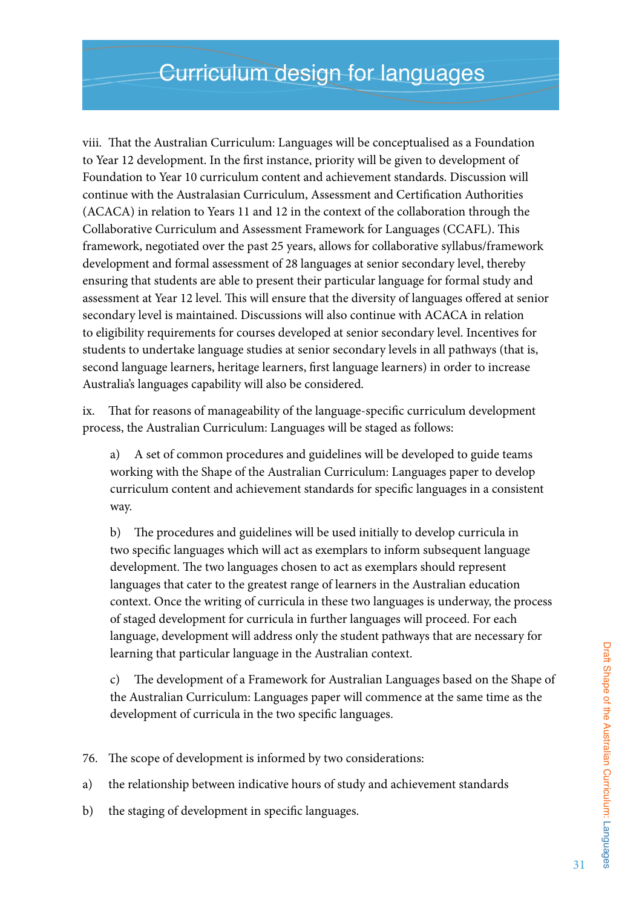# Curriculum design for languages

viii. That the Australian Curriculum: Languages will be conceptualised as a Foundation to Year 12 development. In the first instance, priority will be given to development of Foundation to Year 10 curriculum content and achievement standards. Discussion will continue with the Australasian Curriculum, Assessment and Certification Authorities (ACACA) in relation to Years 11 and 12 in the context of the collaboration through the Collaborative Curriculum and Assessment Framework for Languages (CCAFL). This framework, negotiated over the past 25 years, allows for collaborative syllabus/framework development and formal assessment of 28 languages at senior secondary level, thereby ensuring that students are able to present their particular language for formal study and assessment at Year 12 level. This will ensure that the diversity of languages offered at senior secondary level is maintained. Discussions will also continue with ACACA in relation to eligibility requirements for courses developed at senior secondary level. Incentives for students to undertake language studies at senior secondary levels in all pathways (that is, second language learners, heritage learners, first language learners) in order to increase Australia's languages capability will also be considered.

ix. That for reasons of manageability of the language-specific curriculum development process, the Australian Curriculum: Languages will be staged as follows:

a) A set of common procedures and guidelines will be developed to guide teams working with the Shape of the Australian Curriculum: Languages paper to develop curriculum content and achievement standards for specific languages in a consistent way.

b) The procedures and guidelines will be used initially to develop curricula in two specific languages which will act as exemplars to inform subsequent language development. The two languages chosen to act as exemplars should represent languages that cater to the greatest range of learners in the Australian education context. Once the writing of curricula in these two languages is underway, the process of staged development for curricula in further languages will proceed. For each language, development will address only the student pathways that are necessary for learning that particular language in the Australian context.

c) The development of a Framework for Australian Languages based on the Shape of the Australian Curriculum: Languages paper will commence at the same time as the development of curricula in the two specific languages.

76. The scope of development is informed by two considerations:

a) the relationship between indicative hours of study and achievement standards

b) the staging of development in specific languages.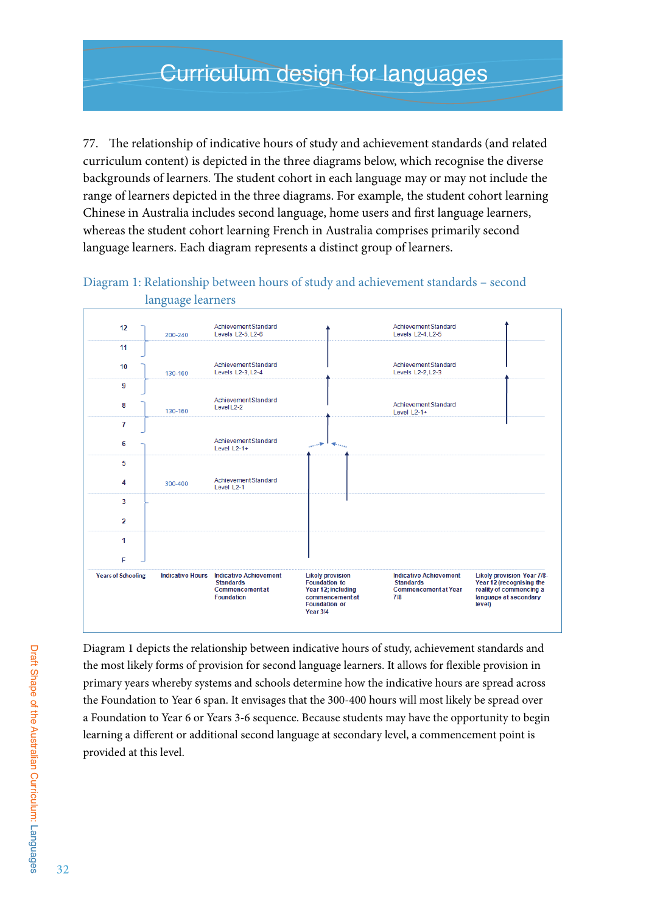# Curriculum design for languages

77. The relationship of indicative hours of study and achievement standards (and related curriculum content) is depicted in the three diagrams below, which recognise the diverse backgrounds of learners. The student cohort in each language may or may not include the range of learners depicted in the three diagrams. For example, the student cohort learning Chinese in Australia includes second language, home users and first language learners, whereas the student cohort learning French in Australia comprises primarily second language learners. Each diagram represents a distinct group of learners.

Diagram 1: Relationship between hours of study and achievement standards – second language learners

| Years of Schooling | Indicative Hours | Indicative Achievement Standards Commencement at Foundation | Likely provision Foundation to Year 12; including commencement at Foundation or Year 3/4 | Indicative Achievement Standards Commencement at Year 7/8 | Likely provision Year 7/8-Year 12 (recognising the reality of commencing a language at secondary level) |
|---|---|---|---|---|---|
| 12 | 200-240 | Achievement Standard Levels L2-5, L2-6 | ↑ | Achievement Standard Levels L2-4, L2-5 | ↑ |
| 11 | | | | | |
| 10 | 130-160 | Achievement Standard Levels L2-3, L2-4 | ↑ | Achievement Standard Levels L2-2, L2-3 | ↑ |
| 9 | | | | | |
| 8 | 130-160 | Achievement Standard Level L2-2 | ↑ | Achievement Standard Level L2-1+ | |
| 7 | | | | | |
| 6 | | Achievement Standard Level L2-1+ | ↑ | | |
| 5 | | | | | |
| 4 | 300-400 | Achievement Standard Level L2-1 | | | |
| 3 | | | | | |
| 2 | | | | | |
| 1 | | | | | |
| F | | | | | |

Diagram 1 depicts the relationship between indicative hours of study, achievement standards and the most likely forms of provision for second language learners. It allows for flexible provision in primary years whereby systems and schools determine how the indicative hours are spread across the Foundation to Year 6 span. It envisages that the 300-400 hours will most likely be spread over a Foundation to Year 6 or Years 3-6 sequence. Because students may have the opportunity to begin learning a different or additional second language at secondary level, a commencement point is provided at this level.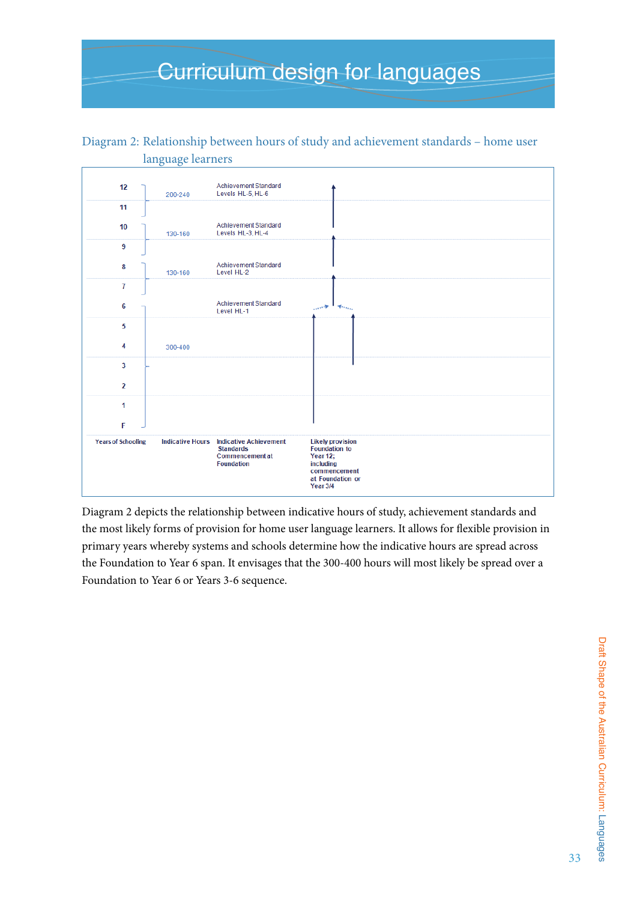# Curriculum design for languages

## Diagram 2: Relationship between hours of study and achievement standards – home user language learners

| Years of Schooling | Indicative Hours | Indicative Achievement Standards Commencement at Foundation | Likely provision Foundation to Year 12; including commencement at Foundation or Year 3/4 |
|---|---|---|---|
| 12 | 200-240 | Achievement Standard Levels HL-5, HL-6 | |
| 11 | | | |
| 10 | 130-160 | Achievement Standard Levels HL-3, HL-4 | |
| 9 | | | |
| 8 | 130-160 | Achievement Standard Level HL-2 | |
| 7 | | | |
| 6 | | Achievement Standard Level HL-1 | |
| 5 | | | |
| 4 | 300-400 | | |
| 3 | | | |
| 2 | | | |
| 1 | | | |
| F | | | |

Diagram 2 depicts the relationship between indicative hours of study, achievement standards and the most likely forms of provision for home user language learners. It allows for flexible provision in primary years whereby systems and schools determine how the indicative hours are spread across the Foundation to Year 6 span. It envisages that the 300-400 hours will most likely be spread over a Foundation to Year 6 or Years 3-6 sequence.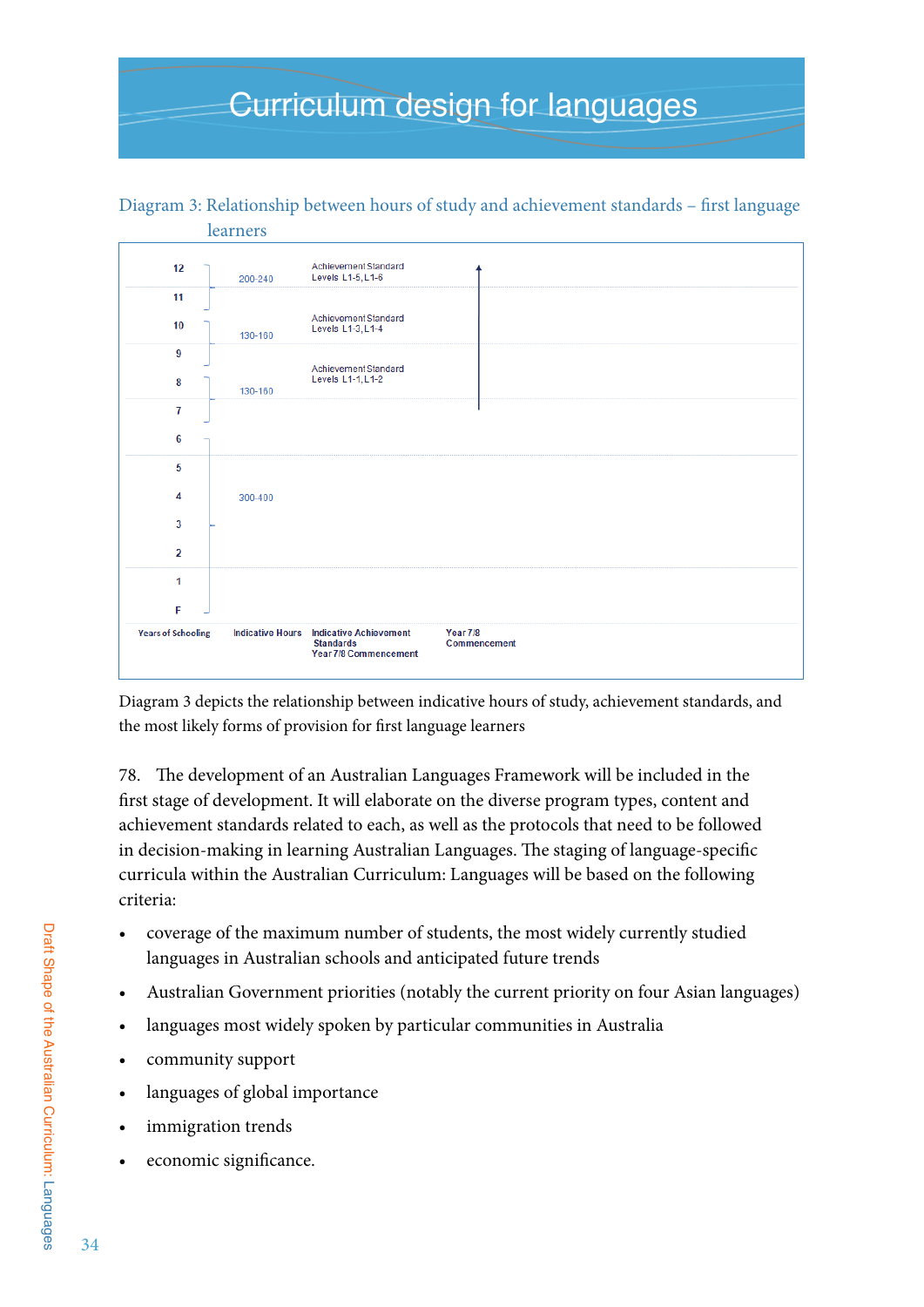# Curriculum design for languages

Diagram 3: Relationship between hours of study and achievement standards – first language learners

| Years of Schooling | Indicative Hours | Indicative Achievement Standards Year 7/8 Commencement | Year 7/8 Commencement |
|---|---|---|---|
| 12 | 200-240 | Achievement Standard Levels L1-5, L1-6 | |
| 11 | | | |
| 10 | 130-160 | Achievement Standard Levels L1-3, L1-4 | |
| 9 | | | |
| 8 | 130-160 | Achievement Standard Levels L1-1, L1-2 | |
| 7 | | | |
| 6 | | | |
| 5 | | | |
| 4 | 300-400 | | |
| 3 | | | |
| 2 | | | |
| 1 | | | |
| F | | | |

Diagram 3 depicts the relationship between indicative hours of study, achievement standards, and the most likely forms of provision for first language learners

78. The development of an Australian Languages Framework will be included in the first stage of development. It will elaborate on the diverse program types, content and achievement standards related to each, as well as the protocols that need to be followed in decision-making in learning Australian Languages. The staging of language-specific curricula within the Australian Curriculum: Languages will be based on the following criteria:

- coverage of the maximum number of students, the most widely currently studied languages in Australian schools and anticipated future trends
- Australian Government priorities (notably the current priority on four Asian languages)
- languages most widely spoken by particular communities in Australia
- community support
- languages of global importance
- immigration trends
- economic significance.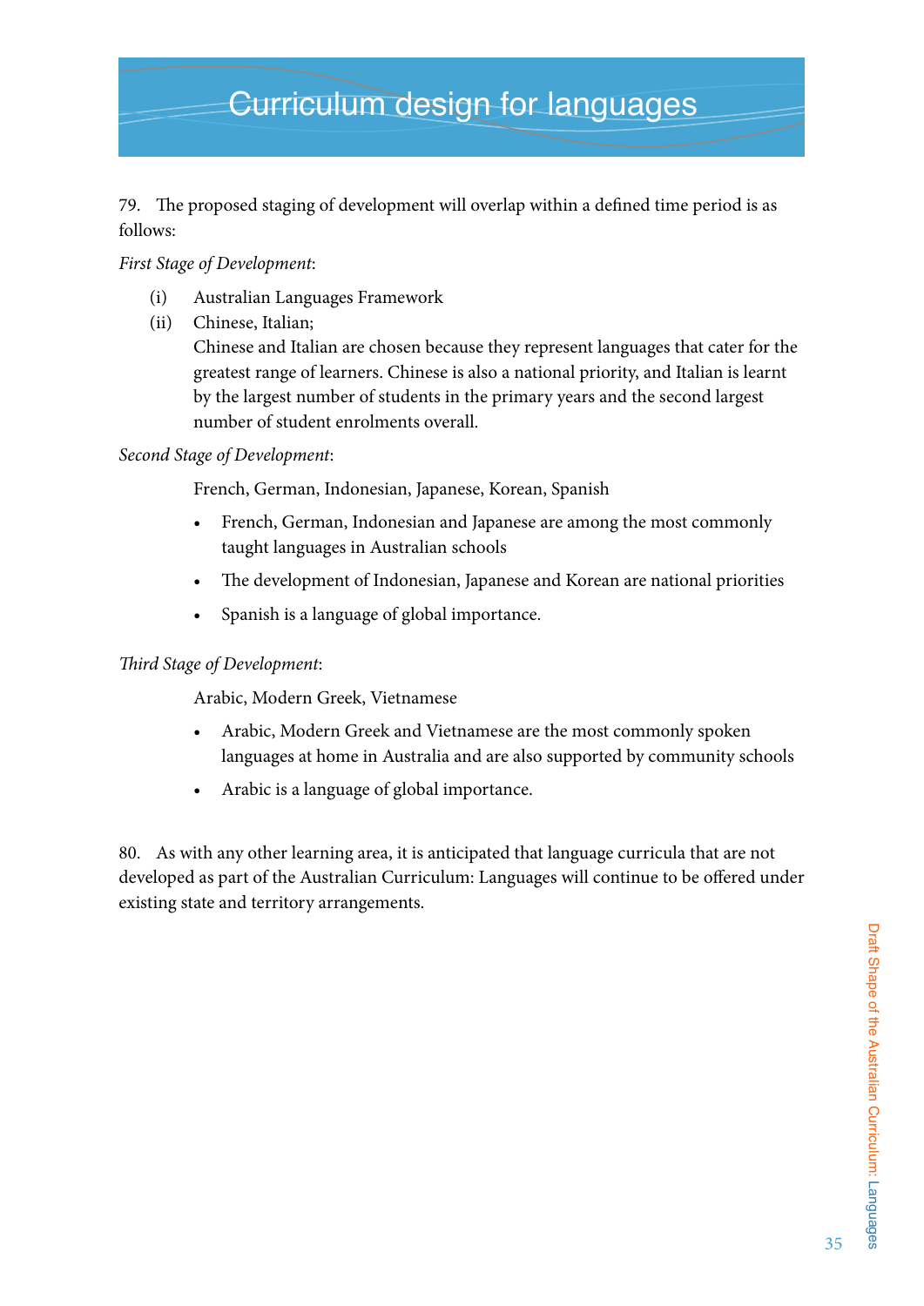# Curriculum design for languages

79. The proposed staging of development will overlap within a defined time period is as follows:

*First Stage of Development*:

(i) Australian Languages Framework

(ii) Chinese, Italian;
Chinese and Italian are chosen because they represent languages that cater for the greatest range of learners. Chinese is also a national priority, and Italian is learnt by the largest number of students in the primary years and the second largest number of student enrolments overall.

*Second Stage of Development*:

French, German, Indonesian, Japanese, Korean, Spanish

- French, German, Indonesian and Japanese are among the most commonly taught languages in Australian schools
- The development of Indonesian, Japanese and Korean are national priorities
- Spanish is a language of global importance.

*Third Stage of Development*:

Arabic, Modern Greek, Vietnamese

- Arabic, Modern Greek and Vietnamese are the most commonly spoken languages at home in Australia and are also supported by community schools
- Arabic is a language of global importance.

80. As with any other learning area, it is anticipated that language curricula that are not developed as part of the Australian Curriculum: Languages will continue to be offered under existing state and territory arrangements.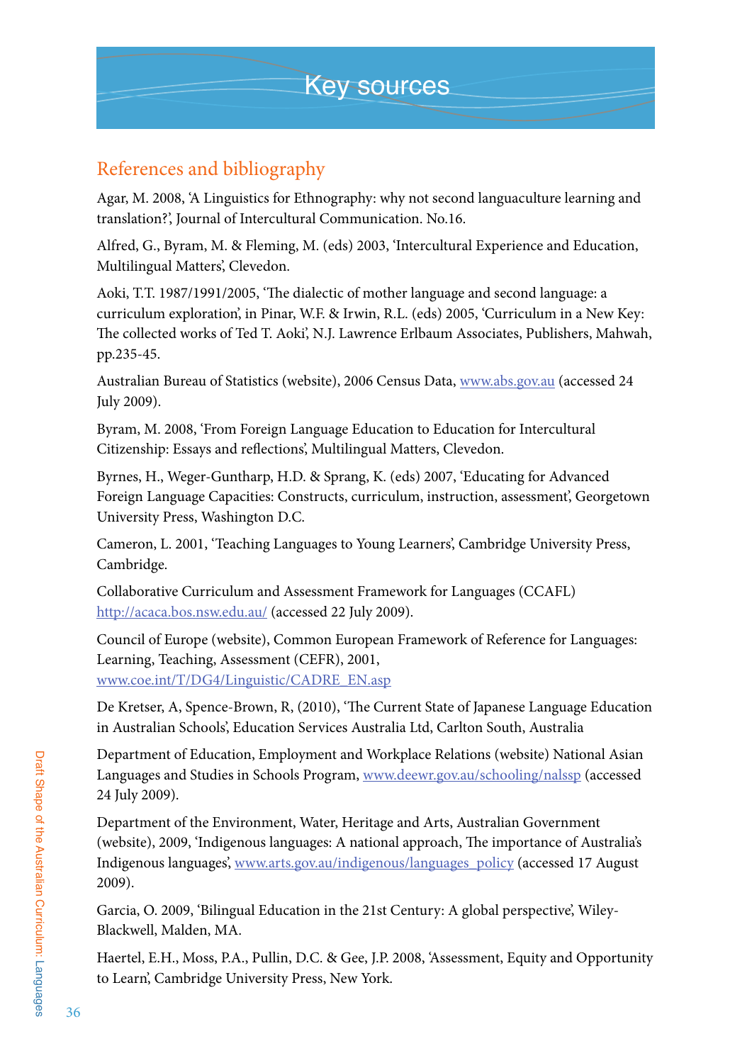# Key sources

## References and bibliography

Agar, M. 2008, 'A Linguistics for Ethnography: why not second languaculture learning and translation?', Journal of Intercultural Communication. No.16.

Alfred, G., Byram, M. & Fleming, M. (eds) 2003, 'Intercultural Experience and Education, Multilingual Matters', Clevedon.

Aoki, T.T. 1987/1991/2005, 'The dialectic of mother language and second language: a curriculum exploration', in Pinar, W.F. & Irwin, R.L. (eds) 2005, 'Curriculum in a New Key: The collected works of Ted T. Aoki', N.J. Lawrence Erlbaum Associates, Publishers, Mahwah, pp.235-45.

Australian Bureau of Statistics (website), 2006 Census Data, www.abs.gov.au (accessed 24 July 2009).

Byram, M. 2008, 'From Foreign Language Education to Education for Intercultural Citizenship: Essays and reflections', Multilingual Matters, Clevedon.

Byrnes, H., Weger-Guntharp, H.D. & Sprang, K. (eds) 2007, 'Educating for Advanced Foreign Language Capacities: Constructs, curriculum, instruction, assessment', Georgetown University Press, Washington D.C.

Cameron, L. 2001, 'Teaching Languages to Young Learners', Cambridge University Press, Cambridge.

Collaborative Curriculum and Assessment Framework for Languages (CCAFL) http://acaca.bos.nsw.edu.au/ (accessed 22 July 2009).

Council of Europe (website), Common European Framework of Reference for Languages: Learning, Teaching, Assessment (CEFR), 2001, www.coe.int/T/DG4/Linguistic/CADRE_EN.asp

De Kretser, A, Spence-Brown, R, (2010), 'The Current State of Japanese Language Education in Australian Schools', Education Services Australia Ltd, Carlton South, Australia

Department of Education, Employment and Workplace Relations (website) National Asian Languages and Studies in Schools Program, www.deewr.gov.au/schooling/nalssp (accessed 24 July 2009).

Department of the Environment, Water, Heritage and Arts, Australian Government (website), 2009, 'Indigenous languages: A national approach, The importance of Australia's Indigenous languages', www.arts.gov.au/indigenous/languages_policy (accessed 17 August 2009).

Garcia, O. 2009, 'Bilingual Education in the 21st Century: A global perspective', Wiley-Blackwell, Malden, MA.

Haertel, E.H., Moss, P.A., Pullin, D.C. & Gee, J.P. 2008, 'Assessment, Equity and Opportunity to Learn', Cambridge University Press, New York.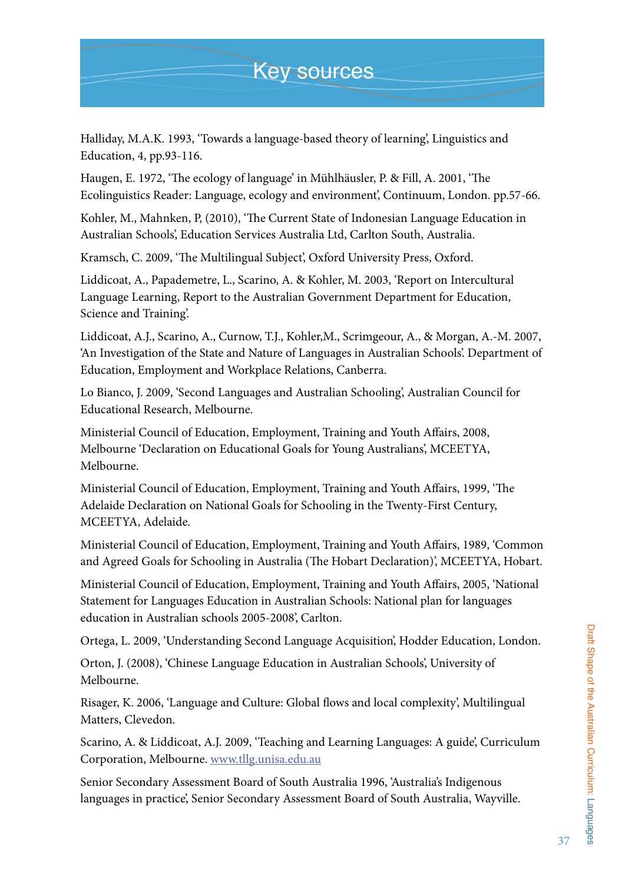# Key sources

Halliday, M.A.K. 1993, 'Towards a language-based theory of learning', Linguistics and Education, 4, pp.93-116.

Haugen, E. 1972, 'The ecology of language' in Mühlhäusler, P. & Fill, A. 2001, 'The Ecolinguistics Reader: Language, ecology and environment', Continuum, London. pp.57-66.

Kohler, M., Mahnken, P, (2010), 'The Current State of Indonesian Language Education in Australian Schools', Education Services Australia Ltd, Carlton South, Australia.

Kramsch, C. 2009, 'The Multilingual Subject', Oxford University Press, Oxford.

Liddicoat, A., Papademetre, L., Scarino, A. & Kohler, M. 2003, 'Report on Intercultural Language Learning, Report to the Australian Government Department for Education, Science and Training'.

Liddicoat, A.J., Scarino, A., Curnow, T.J., Kohler,M., Scrimgeour, A., & Morgan, A.-M. 2007, 'An Investigation of the State and Nature of Languages in Australian Schools'. Department of Education, Employment and Workplace Relations, Canberra.

Lo Bianco, J. 2009, 'Second Languages and Australian Schooling', Australian Council for Educational Research, Melbourne.

Ministerial Council of Education, Employment, Training and Youth Affairs, 2008, Melbourne 'Declaration on Educational Goals for Young Australians', MCEETYA, Melbourne.

Ministerial Council of Education, Employment, Training and Youth Affairs, 1999, 'The Adelaide Declaration on National Goals for Schooling in the Twenty-First Century, MCEETYA, Adelaide.

Ministerial Council of Education, Employment, Training and Youth Affairs, 1989, 'Common and Agreed Goals for Schooling in Australia (The Hobart Declaration)', MCEETYA, Hobart.

Ministerial Council of Education, Employment, Training and Youth Affairs, 2005, 'National Statement for Languages Education in Australian Schools: National plan for languages education in Australian schools 2005-2008', Carlton.

Ortega, L. 2009, 'Understanding Second Language Acquisition', Hodder Education, London.

Orton, J. (2008), 'Chinese Language Education in Australian Schools', University of Melbourne.

Risager, K. 2006, 'Language and Culture: Global flows and local complexity', Multilingual Matters, Clevedon.

Scarino, A. & Liddicoat, A.J. 2009, 'Teaching and Learning Languages: A guide', Curriculum Corporation, Melbourne. www.tllg.unisa.edu.au

Senior Secondary Assessment Board of South Australia 1996, 'Australia's Indigenous languages in practice', Senior Secondary Assessment Board of South Australia, Wayville.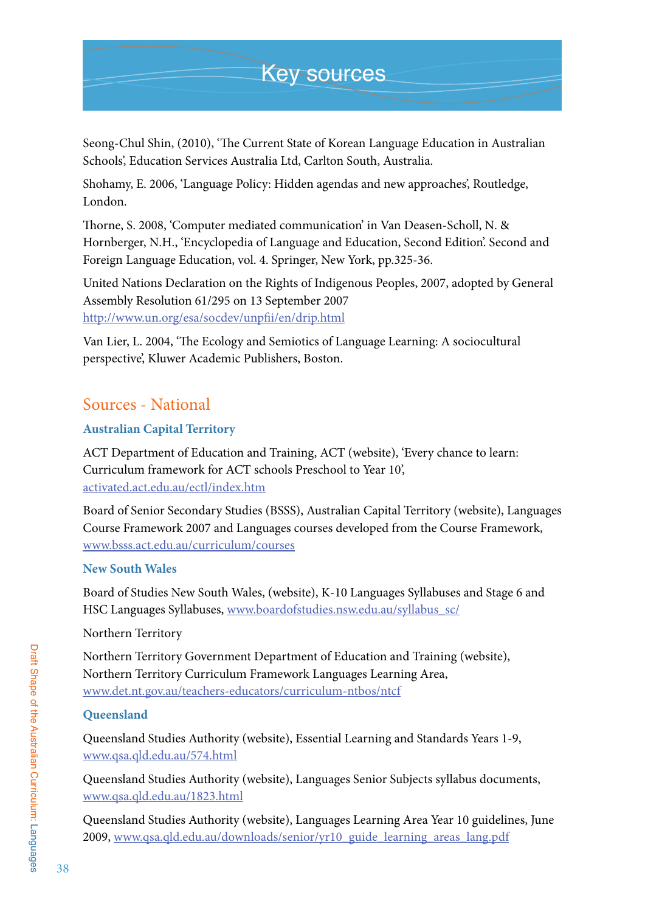# Key sources

Seong-Chul Shin, (2010), 'The Current State of Korean Language Education in Australian Schools', Education Services Australia Ltd, Carlton South, Australia.

Shohamy, E. 2006, 'Language Policy: Hidden agendas and new approaches', Routledge, London.

Thorne, S. 2008, 'Computer mediated communication' in Van Deasen-Scholl, N. & Hornberger, N.H., 'Encyclopedia of Language and Education, Second Edition'. Second and Foreign Language Education, vol. 4. Springer, New York, pp.325-36.

United Nations Declaration on the Rights of Indigenous Peoples, 2007, adopted by General Assembly Resolution 61/295 on 13 September 2007 http://www.un.org/esa/socdev/unpfii/en/drip.html

Van Lier, L. 2004, 'The Ecology and Semiotics of Language Learning: A sociocultural perspective', Kluwer Academic Publishers, Boston.

## Sources - National

### Australian Capital Territory

ACT Department of Education and Training, ACT (website), 'Every chance to learn: Curriculum framework for ACT schools Preschool to Year 10', activated.act.edu.au/ectl/index.htm

Board of Senior Secondary Studies (BSSS), Australian Capital Territory (website), Languages Course Framework 2007 and Languages courses developed from the Course Framework, www.bsss.act.edu.au/curriculum/courses

### New South Wales

Board of Studies New South Wales, (website), K-10 Languages Syllabuses and Stage 6 and HSC Languages Syllabuses, www.boardofstudies.nsw.edu.au/syllabus_sc/

Northern Territory

Northern Territory Government Department of Education and Training (website), Northern Territory Curriculum Framework Languages Learning Area, www.det.nt.gov.au/teachers-educators/curriculum-ntbos/ntcf

### Queensland

Queensland Studies Authority (website), Essential Learning and Standards Years 1-9, www.qsa.qld.edu.au/574.html

Queensland Studies Authority (website), Languages Senior Subjects syllabus documents, www.qsa.qld.edu.au/1823.html

Queensland Studies Authority (website), Languages Learning Area Year 10 guidelines, June 2009, www.qsa.qld.edu.au/downloads/senior/yr10_guide_learning_areas_lang.pdf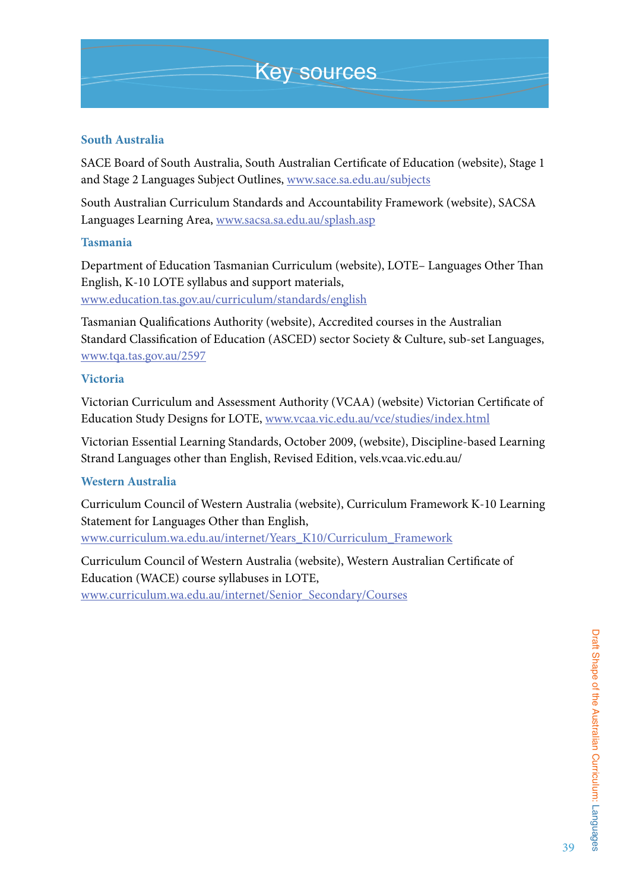# Key sources

### South Australia

SACE Board of South Australia, South Australian Certificate of Education (website), Stage 1 and Stage 2 Languages Subject Outlines, www.sace.sa.edu.au/subjects

South Australian Curriculum Standards and Accountability Framework (website), SACSA Languages Learning Area, www.sacsa.sa.edu.au/splash.asp

### Tasmania

Department of Education Tasmanian Curriculum (website), LOTE– Languages Other Than English, K-10 LOTE syllabus and support materials, www.education.tas.gov.au/curriculum/standards/english

Tasmanian Qualifications Authority (website), Accredited courses in the Australian Standard Classification of Education (ASCED) sector Society & Culture, sub-set Languages, www.tqa.tas.gov.au/2597

### Victoria

Victorian Curriculum and Assessment Authority (VCAA) (website) Victorian Certificate of Education Study Designs for LOTE, www.vcaa.vic.edu.au/vce/studies/index.html

Victorian Essential Learning Standards, October 2009, (website), Discipline-based Learning Strand Languages other than English, Revised Edition, vels.vcaa.vic.edu.au/

### Western Australia

Curriculum Council of Western Australia (website), Curriculum Framework K-10 Learning Statement for Languages Other than English, www.curriculum.wa.edu.au/internet/Years_K10/Curriculum_Framework

Curriculum Council of Western Australia (website), Western Australian Certificate of Education (WACE) course syllabuses in LOTE, www.curriculum.wa.edu.au/internet/Senior_Secondary/Courses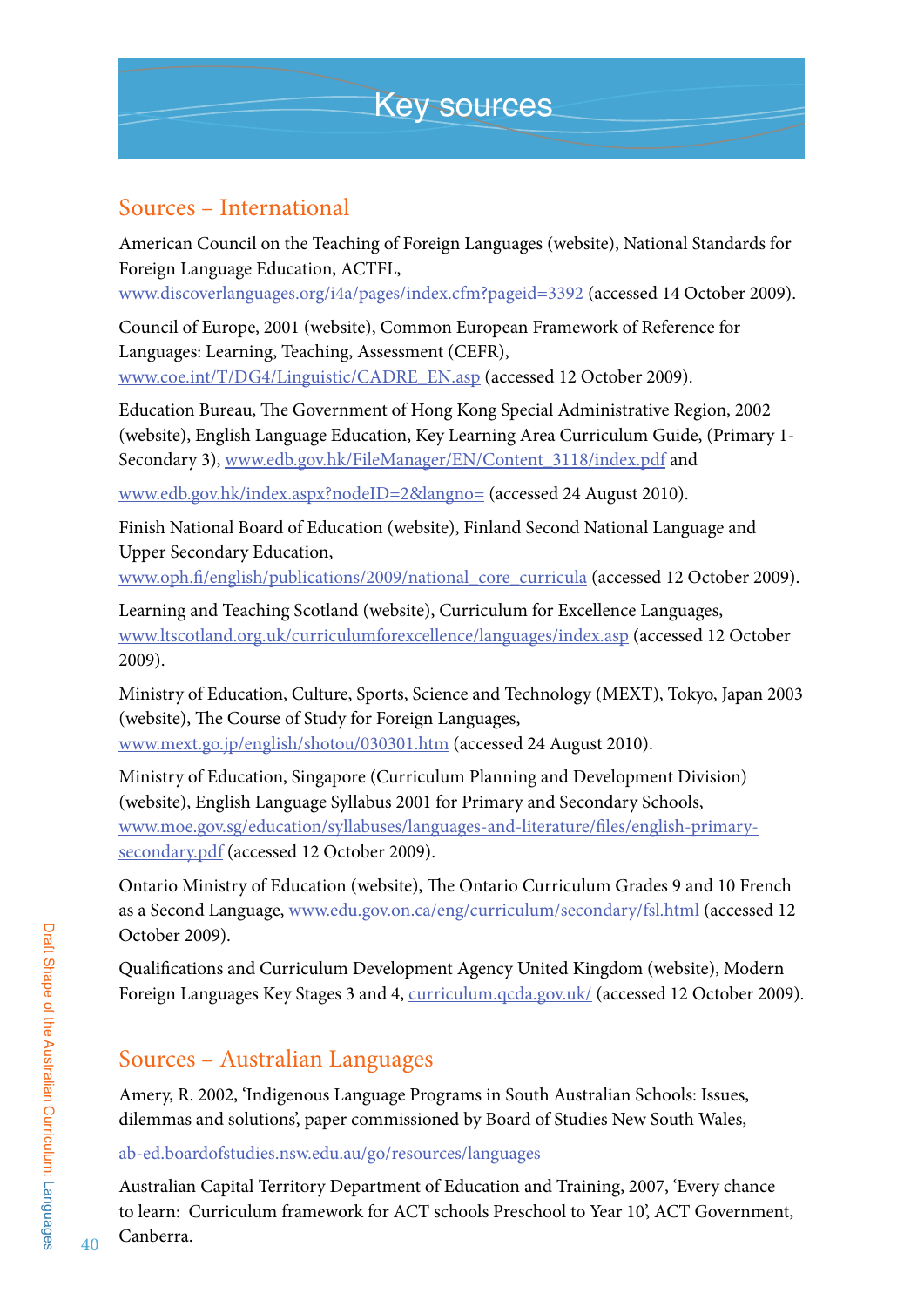# Key sources

## Sources – International

American Council on the Teaching of Foreign Languages (website), National Standards for Foreign Language Education, ACTFL, www.discoverlanguages.org/i4a/pages/index.cfm?pageid=3392 (accessed 14 October 2009).

Council of Europe, 2001 (website), Common European Framework of Reference for Languages: Learning, Teaching, Assessment (CEFR), www.coe.int/T/DG4/Linguistic/CADRE_EN.asp (accessed 12 October 2009).

Education Bureau, The Government of Hong Kong Special Administrative Region, 2002 (website), English Language Education, Key Learning Area Curriculum Guide, (Primary 1-Secondary 3), www.edb.gov.hk/FileManager/EN/Content_3118/index.pdf and

www.edb.gov.hk/index.aspx?nodeID=2&langno= (accessed 24 August 2010).

Finish National Board of Education (website), Finland Second National Language and Upper Secondary Education, www.oph.fi/english/publications/2009/national_core_curricula (accessed 12 October 2009).

Learning and Teaching Scotland (website), Curriculum for Excellence Languages, www.ltscotland.org.uk/curriculumforexcellence/languages/index.asp (accessed 12 October 2009).

Ministry of Education, Culture, Sports, Science and Technology (MEXT), Tokyo, Japan 2003 (website), The Course of Study for Foreign Languages, www.mext.go.jp/english/shotou/030301.htm (accessed 24 August 2010).

Ministry of Education, Singapore (Curriculum Planning and Development Division) (website), English Language Syllabus 2001 for Primary and Secondary Schools, www.moe.gov.sg/education/syllabuses/languages-and-literature/files/english-primary-secondary.pdf (accessed 12 October 2009).

Ontario Ministry of Education (website), The Ontario Curriculum Grades 9 and 10 French as a Second Language, www.edu.gov.on.ca/eng/curriculum/secondary/fsl.html (accessed 12 October 2009).

Qualifications and Curriculum Development Agency United Kingdom (website), Modern Foreign Languages Key Stages 3 and 4, curriculum.qcda.gov.uk/ (accessed 12 October 2009).

## Sources – Australian Languages

Amery, R. 2002, 'Indigenous Language Programs in South Australian Schools: Issues, dilemmas and solutions', paper commissioned by Board of Studies New South Wales,

ab-ed.boardofstudies.nsw.edu.au/go/resources/languages

Australian Capital Territory Department of Education and Training, 2007, 'Every chance to learn: Curriculum framework for ACT schools Preschool to Year 10', ACT Government, Canberra.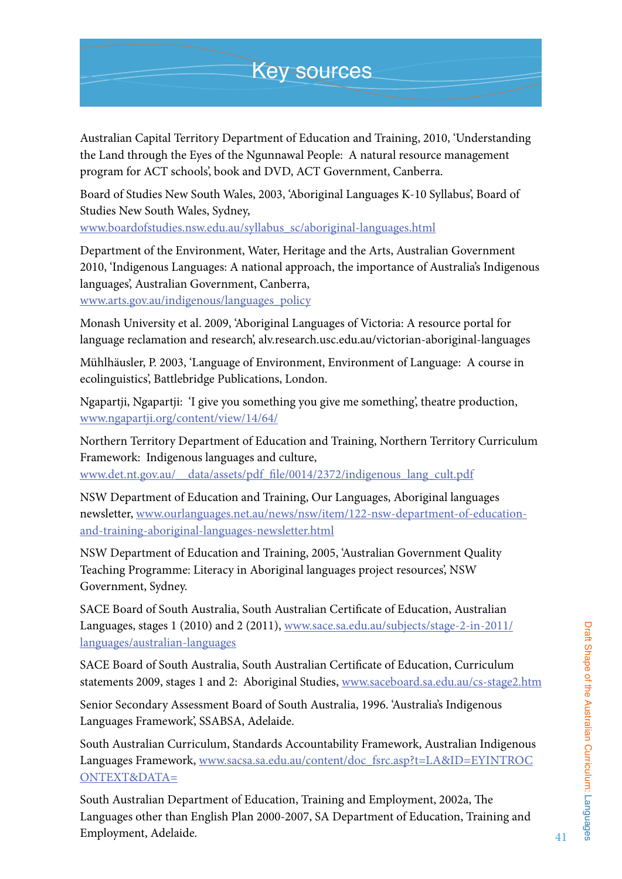# Key sources

Australian Capital Territory Department of Education and Training, 2010, 'Understanding the Land through the Eyes of the Ngunnawal People: A natural resource management program for ACT schools', book and DVD, ACT Government, Canberra.

Board of Studies New South Wales, 2003, 'Aboriginal Languages K-10 Syllabus', Board of Studies New South Wales, Sydney, www.boardofstudies.nsw.edu.au/syllabus_sc/aboriginal-languages.html

Department of the Environment, Water, Heritage and the Arts, Australian Government 2010, 'Indigenous Languages: A national approach, the importance of Australia's Indigenous languages', Australian Government, Canberra, www.arts.gov.au/indigenous/languages_policy

Monash University et al. 2009, 'Aboriginal Languages of Victoria: A resource portal for language reclamation and research', alv.research.usc.edu.au/victorian-aboriginal-languages

Mühlhäusler, P. 2003, 'Language of Environment, Environment of Language: A course in ecolinguistics', Battlebridge Publications, London.

Ngapartji, Ngapartji: 'I give you something you give me something', theatre production, www.ngapartji.org/content/view/14/64/

Northern Territory Department of Education and Training, Northern Territory Curriculum Framework: Indigenous languages and culture, www.det.nt.gov.au/__data/assets/pdf_file/0014/2372/indigenous_lang_cult.pdf

NSW Department of Education and Training, Our Languages, Aboriginal languages newsletter, www.ourlanguages.net.au/news/nsw/item/122-nsw-department-of-education-and-training-aboriginal-languages-newsletter.html

NSW Department of Education and Training, 2005, 'Australian Government Quality Teaching Programme: Literacy in Aboriginal languages project resources', NSW Government, Sydney.

SACE Board of South Australia, South Australian Certificate of Education, Australian Languages, stages 1 (2010) and 2 (2011), www.sace.sa.edu.au/subjects/stage-2-in-2011/languages/australian-languages

SACE Board of South Australia, South Australian Certificate of Education, Curriculum statements 2009, stages 1 and 2: Aboriginal Studies, www.saceboard.sa.edu.au/cs-stage2.htm

Senior Secondary Assessment Board of South Australia, 1996. 'Australia's Indigenous Languages Framework', SSABSA, Adelaide.

South Australian Curriculum, Standards Accountability Framework, Australian Indigenous Languages Framework, www.sacsa.sa.edu.au/content/doc_fsrc.asp?t=LA&ID=EYINTROCONTEXT&DATA=

South Australian Department of Education, Training and Employment, 2002a, The Languages other than English Plan 2000-2007, SA Department of Education, Training and Employment, Adelaide.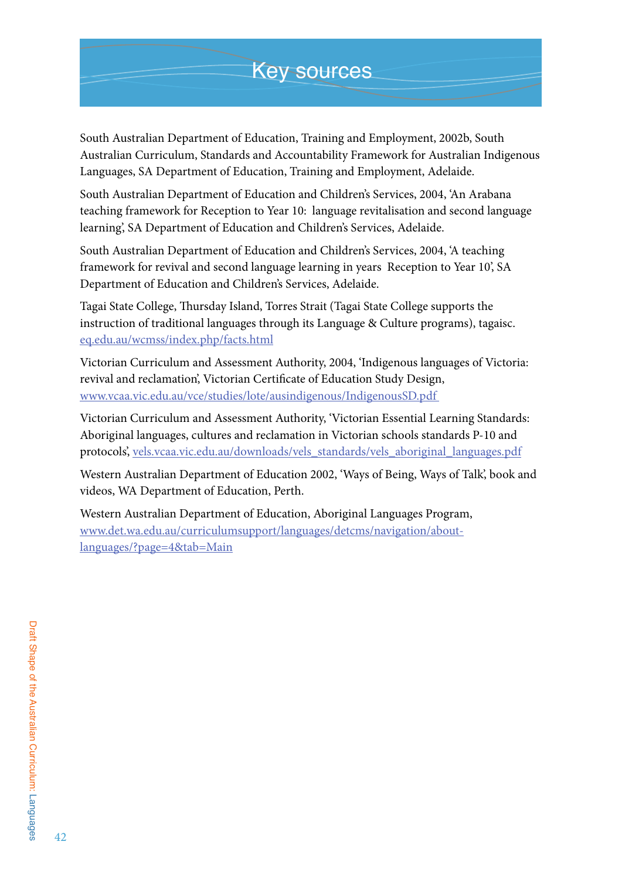# Key sources

South Australian Department of Education, Training and Employment, 2002b, South Australian Curriculum, Standards and Accountability Framework for Australian Indigenous Languages, SA Department of Education, Training and Employment, Adelaide.

South Australian Department of Education and Children's Services, 2004, 'An Arabana teaching framework for Reception to Year 10: language revitalisation and second language learning', SA Department of Education and Children's Services, Adelaide.

South Australian Department of Education and Children's Services, 2004, 'A teaching framework for revival and second language learning in years Reception to Year 10', SA Department of Education and Children's Services, Adelaide.

Tagai State College, Thursday Island, Torres Strait (Tagai State College supports the instruction of traditional languages through its Language & Culture programs), tagaisc.eq.edu.au/wcmss/index.php/facts.html

Victorian Curriculum and Assessment Authority, 2004, 'Indigenous languages of Victoria: revival and reclamation', Victorian Certificate of Education Study Design, www.vcaa.vic.edu.au/vce/studies/lote/ausindigenous/IndigenousSD.pdf

Victorian Curriculum and Assessment Authority, 'Victorian Essential Learning Standards: Aboriginal languages, cultures and reclamation in Victorian schools standards P-10 and protocols', vels.vcaa.vic.edu.au/downloads/vels_standards/vels_aboriginal_languages.pdf

Western Australian Department of Education 2002, 'Ways of Being, Ways of Talk', book and videos, WA Department of Education, Perth.

Western Australian Department of Education, Aboriginal Languages Program, www.det.wa.edu.au/curriculumsupport/languages/detcms/navigation/about-languages/?page=4&tab=Main